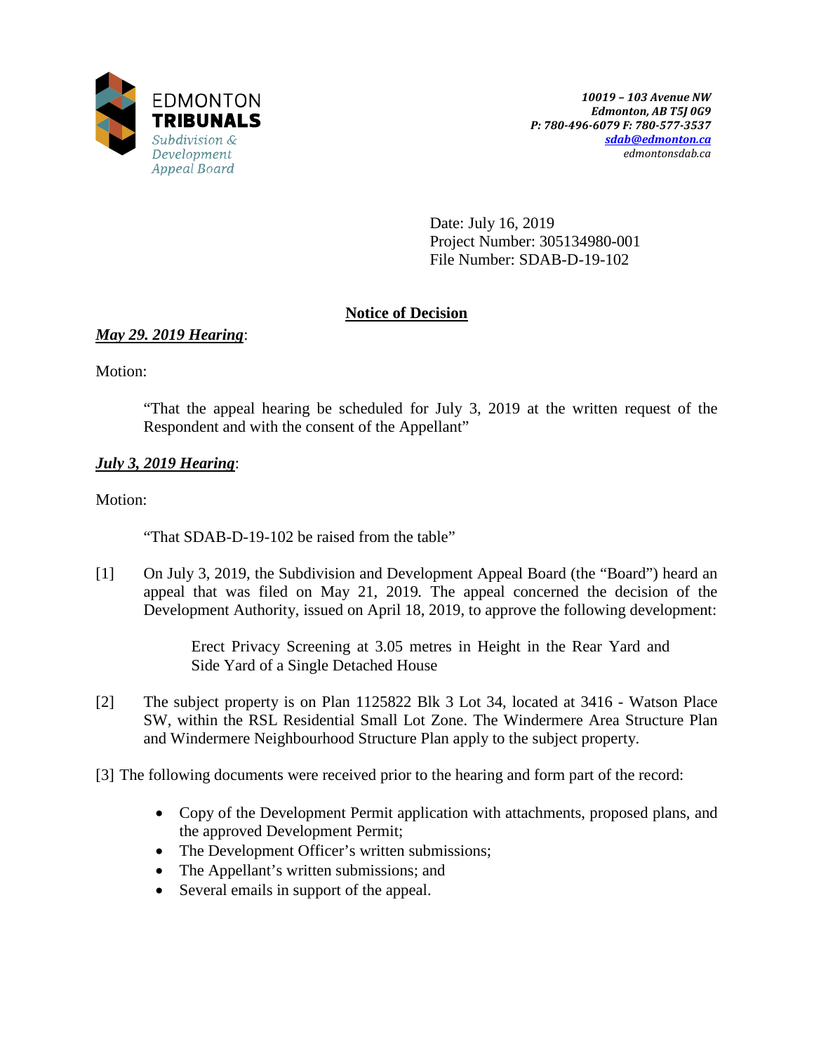EDMONTON
**TRIBUNALS**
*Subdivision & Development Appeal Board*

***10019 – 103 Avenue NW***
***Edmonton, AB T5J 0G9***
***P: 780-496-6079 F: 780-577-3537***
***sdab@edmonton.ca***
*edmontonsdab.ca*

Date: July 16, 2019
Project Number: 305134980-001
File Number: SDAB-D-19-102

## Notice of Decision

***May 29. 2019 Hearing***:

Motion:

> "That the appeal hearing be scheduled for July 3, 2019 at the written request of the Respondent and with the consent of the Appellant"

***July 3, 2019 Hearing***:

Motion:

> "That SDAB-D-19-102 be raised from the table"

[1] On July 3, 2019, the Subdivision and Development Appeal Board (the "Board") heard an appeal that was filed on May 21, 2019. The appeal concerned the decision of the Development Authority, issued on April 18, 2019, to approve the following development:

> Erect Privacy Screening at 3.05 metres in Height in the Rear Yard and Side Yard of a Single Detached House

[2] The subject property is on Plan 1125822 Blk 3 Lot 34, located at 3416 - Watson Place SW, within the RSL Residential Small Lot Zone. The Windermere Area Structure Plan and Windermere Neighbourhood Structure Plan apply to the subject property.

[3] The following documents were received prior to the hearing and form part of the record:

- Copy of the Development Permit application with attachments, proposed plans, and the approved Development Permit;
- The Development Officer's written submissions;
- The Appellant's written submissions; and
- Several emails in support of the appeal.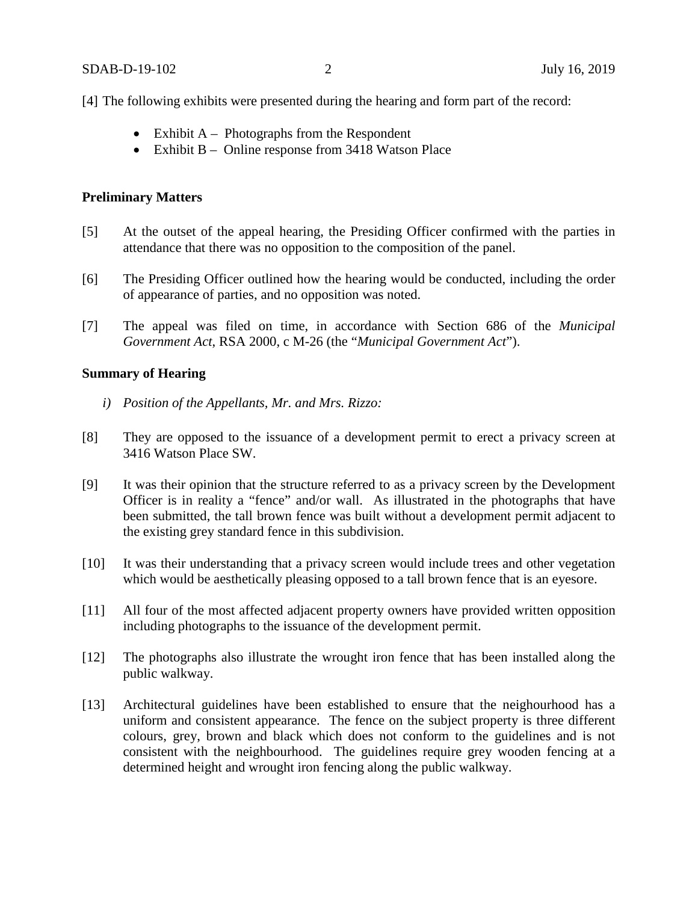[4] The following exhibits were presented during the hearing and form part of the record:

- Exhibit A – Photographs from the Respondent
- Exhibit B – Online response from 3418 Watson Place

**Preliminary Matters**

[5] At the outset of the appeal hearing, the Presiding Officer confirmed with the parties in attendance that there was no opposition to the composition of the panel.

[6] The Presiding Officer outlined how the hearing would be conducted, including the order of appearance of parties, and no opposition was noted.

[7] The appeal was filed on time, in accordance with Section 686 of the *Municipal Government Act*, RSA 2000, c M-26 (the "*Municipal Government Act*").

**Summary of Hearing**

*i) Position of the Appellants, Mr. and Mrs. Rizzo:*

[8] They are opposed to the issuance of a development permit to erect a privacy screen at 3416 Watson Place SW.

[9] It was their opinion that the structure referred to as a privacy screen by the Development Officer is in reality a "fence" and/or wall. As illustrated in the photographs that have been submitted, the tall brown fence was built without a development permit adjacent to the existing grey standard fence in this subdivision.

[10] It was their understanding that a privacy screen would include trees and other vegetation which would be aesthetically pleasing opposed to a tall brown fence that is an eyesore.

[11] All four of the most affected adjacent property owners have provided written opposition including photographs to the issuance of the development permit.

[12] The photographs also illustrate the wrought iron fence that has been installed along the public walkway.

[13] Architectural guidelines have been established to ensure that the neighourhood has a uniform and consistent appearance. The fence on the subject property is three different colours, grey, brown and black which does not conform to the guidelines and is not consistent with the neighbourhood. The guidelines require grey wooden fencing at a determined height and wrought iron fencing along the public walkway.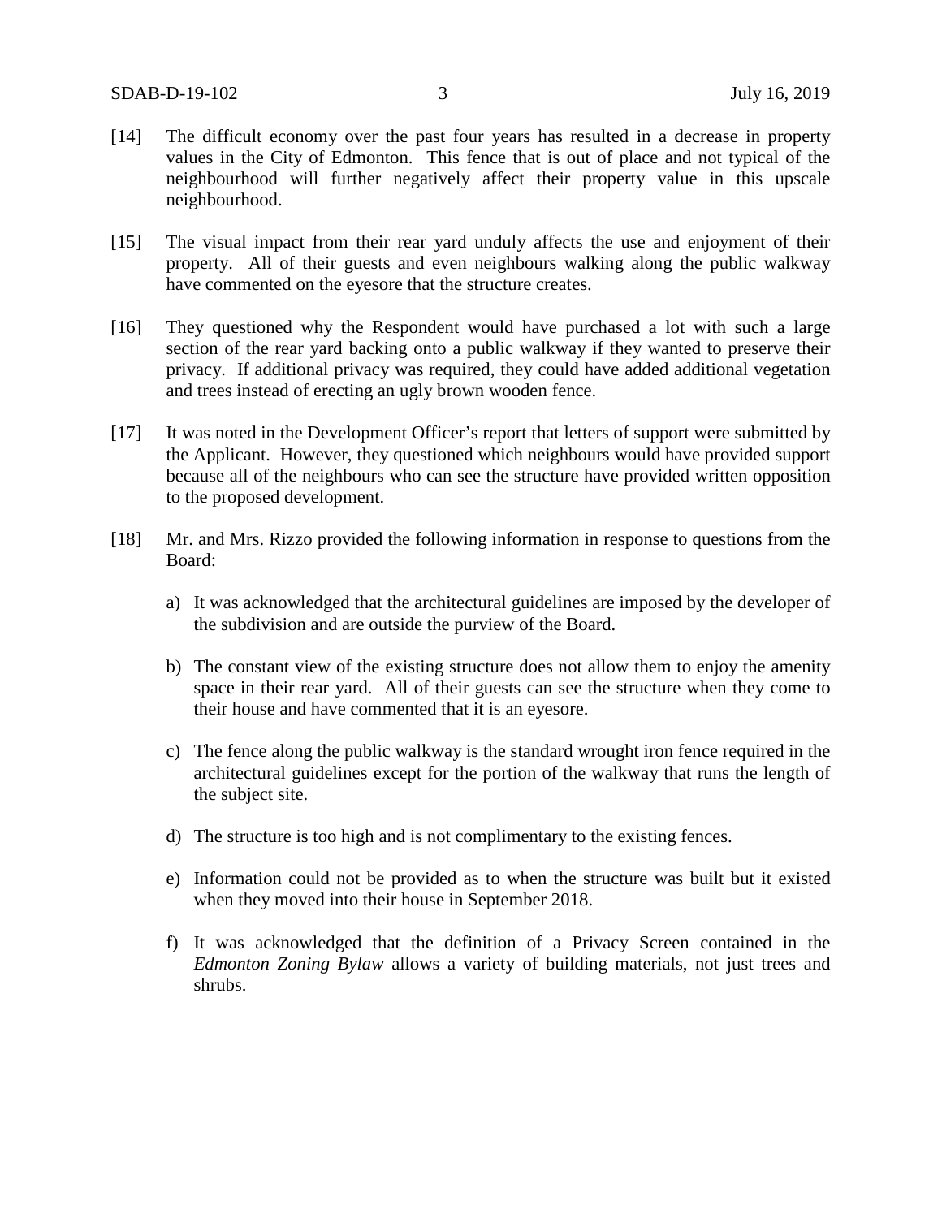[14] The difficult economy over the past four years has resulted in a decrease in property values in the City of Edmonton. This fence that is out of place and not typical of the neighbourhood will further negatively affect their property value in this upscale neighbourhood.

[15] The visual impact from their rear yard unduly affects the use and enjoyment of their property. All of their guests and even neighbours walking along the public walkway have commented on the eyesore that the structure creates.

[16] They questioned why the Respondent would have purchased a lot with such a large section of the rear yard backing onto a public walkway if they wanted to preserve their privacy. If additional privacy was required, they could have added additional vegetation and trees instead of erecting an ugly brown wooden fence.

[17] It was noted in the Development Officer's report that letters of support were submitted by the Applicant. However, they questioned which neighbours would have provided support because all of the neighbours who can see the structure have provided written opposition to the proposed development.

[18] Mr. and Mrs. Rizzo provided the following information in response to questions from the Board:

a) It was acknowledged that the architectural guidelines are imposed by the developer of the subdivision and are outside the purview of the Board.

b) The constant view of the existing structure does not allow them to enjoy the amenity space in their rear yard. All of their guests can see the structure when they come to their house and have commented that it is an eyesore.

c) The fence along the public walkway is the standard wrought iron fence required in the architectural guidelines except for the portion of the walkway that runs the length of the subject site.

d) The structure is too high and is not complimentary to the existing fences.

e) Information could not be provided as to when the structure was built but it existed when they moved into their house in September 2018.

f) It was acknowledged that the definition of a Privacy Screen contained in the *Edmonton Zoning Bylaw* allows a variety of building materials, not just trees and shrubs.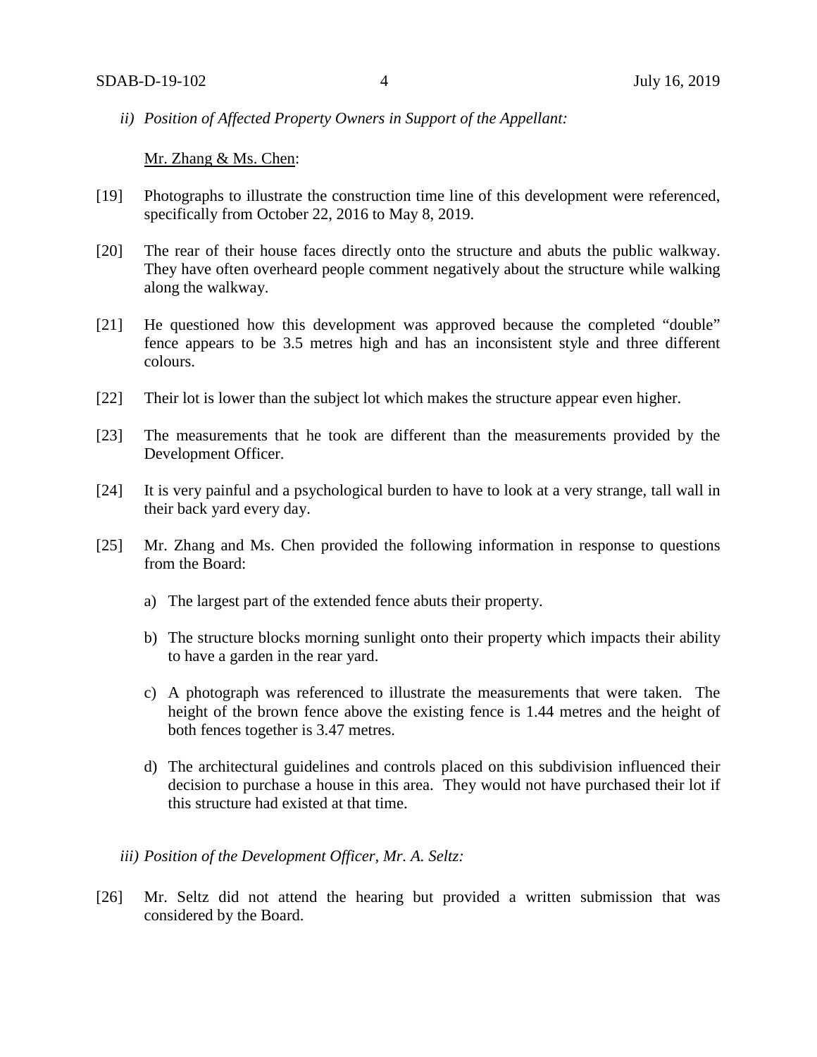*ii) Position of Affected Property Owners in Support of the Appellant:*

<u>Mr. Zhang & Ms. Chen</u>:

[19] Photographs to illustrate the construction time line of this development were referenced, specifically from October 22, 2016 to May 8, 2019.

[20] The rear of their house faces directly onto the structure and abuts the public walkway. They have often overheard people comment negatively about the structure while walking along the walkway.

[21] He questioned how this development was approved because the completed "double" fence appears to be 3.5 metres high and has an inconsistent style and three different colours.

[22] Their lot is lower than the subject lot which makes the structure appear even higher.

[23] The measurements that he took are different than the measurements provided by the Development Officer.

[24] It is very painful and a psychological burden to have to look at a very strange, tall wall in their back yard every day.

[25] Mr. Zhang and Ms. Chen provided the following information in response to questions from the Board:

a) The largest part of the extended fence abuts their property.

b) The structure blocks morning sunlight onto their property which impacts their ability to have a garden in the rear yard.

c) A photograph was referenced to illustrate the measurements that were taken. The height of the brown fence above the existing fence is 1.44 metres and the height of both fences together is 3.47 metres.

d) The architectural guidelines and controls placed on this subdivision influenced their decision to purchase a house in this area. They would not have purchased their lot if this structure had existed at that time.

*iii) Position of the Development Officer, Mr. A. Seltz:*

[26] Mr. Seltz did not attend the hearing but provided a written submission that was considered by the Board.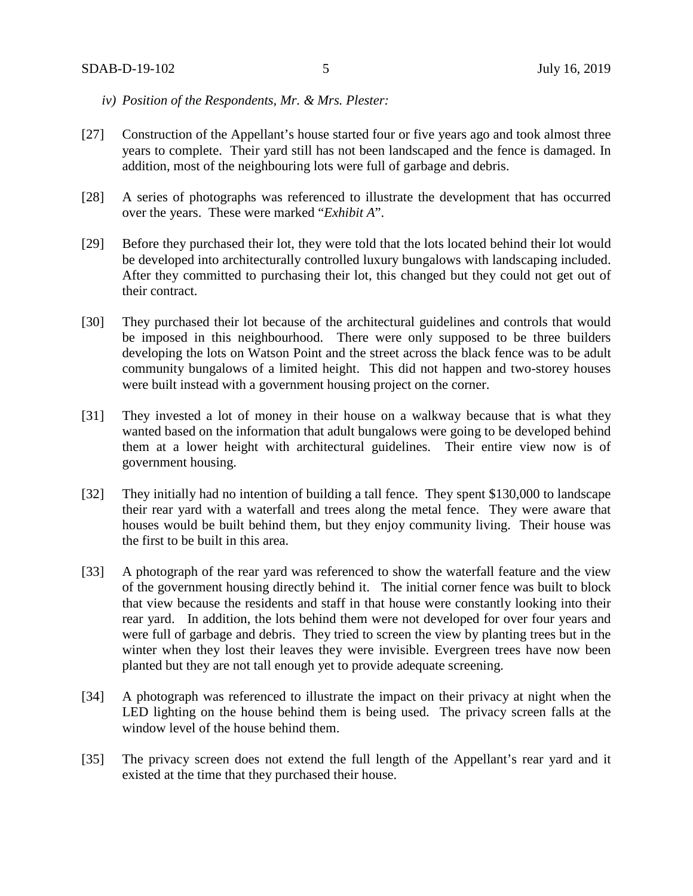*iv) Position of the Respondents, Mr. & Mrs. Plester:*

[27] Construction of the Appellant's house started four or five years ago and took almost three years to complete. Their yard still has not been landscaped and the fence is damaged. In addition, most of the neighbouring lots were full of garbage and debris.

[28] A series of photographs was referenced to illustrate the development that has occurred over the years. These were marked "*Exhibit A*".

[29] Before they purchased their lot, they were told that the lots located behind their lot would be developed into architecturally controlled luxury bungalows with landscaping included. After they committed to purchasing their lot, this changed but they could not get out of their contract.

[30] They purchased their lot because of the architectural guidelines and controls that would be imposed in this neighbourhood. There were only supposed to be three builders developing the lots on Watson Point and the street across the black fence was to be adult community bungalows of a limited height. This did not happen and two-storey houses were built instead with a government housing project on the corner.

[31] They invested a lot of money in their house on a walkway because that is what they wanted based on the information that adult bungalows were going to be developed behind them at a lower height with architectural guidelines. Their entire view now is of government housing.

[32] They initially had no intention of building a tall fence. They spent $130,000 to landscape their rear yard with a waterfall and trees along the metal fence. They were aware that houses would be built behind them, but they enjoy community living. Their house was the first to be built in this area.

[33] A photograph of the rear yard was referenced to show the waterfall feature and the view of the government housing directly behind it. The initial corner fence was built to block that view because the residents and staff in that house were constantly looking into their rear yard. In addition, the lots behind them were not developed for over four years and were full of garbage and debris. They tried to screen the view by planting trees but in the winter when they lost their leaves they were invisible. Evergreen trees have now been planted but they are not tall enough yet to provide adequate screening.

[34] A photograph was referenced to illustrate the impact on their privacy at night when the LED lighting on the house behind them is being used. The privacy screen falls at the window level of the house behind them.

[35] The privacy screen does not extend the full length of the Appellant's rear yard and it existed at the time that they purchased their house.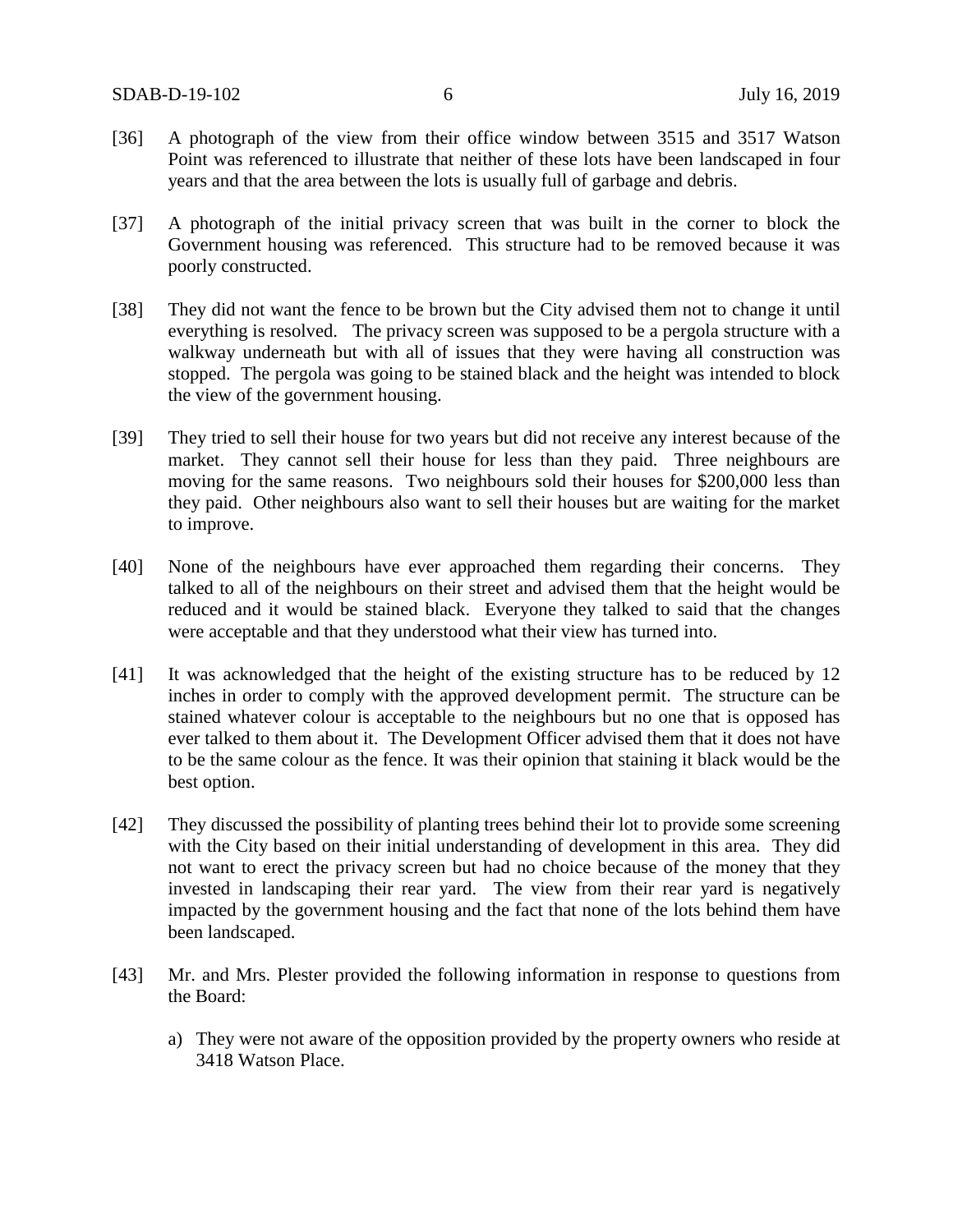[36] A photograph of the view from their office window between 3515 and 3517 Watson Point was referenced to illustrate that neither of these lots have been landscaped in four years and that the area between the lots is usually full of garbage and debris.

[37] A photograph of the initial privacy screen that was built in the corner to block the Government housing was referenced. This structure had to be removed because it was poorly constructed.

[38] They did not want the fence to be brown but the City advised them not to change it until everything is resolved. The privacy screen was supposed to be a pergola structure with a walkway underneath but with all of issues that they were having all construction was stopped. The pergola was going to be stained black and the height was intended to block the view of the government housing.

[39] They tried to sell their house for two years but did not receive any interest because of the market. They cannot sell their house for less than they paid. Three neighbours are moving for the same reasons. Two neighbours sold their houses for $200,000 less than they paid. Other neighbours also want to sell their houses but are waiting for the market to improve.

[40] None of the neighbours have ever approached them regarding their concerns. They talked to all of the neighbours on their street and advised them that the height would be reduced and it would be stained black. Everyone they talked to said that the changes were acceptable and that they understood what their view has turned into.

[41] It was acknowledged that the height of the existing structure has to be reduced by 12 inches in order to comply with the approved development permit. The structure can be stained whatever colour is acceptable to the neighbours but no one that is opposed has ever talked to them about it. The Development Officer advised them that it does not have to be the same colour as the fence. It was their opinion that staining it black would be the best option.

[42] They discussed the possibility of planting trees behind their lot to provide some screening with the City based on their initial understanding of development in this area. They did not want to erect the privacy screen but had no choice because of the money that they invested in landscaping their rear yard. The view from their rear yard is negatively impacted by the government housing and the fact that none of the lots behind them have been landscaped.

[43] Mr. and Mrs. Plester provided the following information in response to questions from the Board:

a) They were not aware of the opposition provided by the property owners who reside at 3418 Watson Place.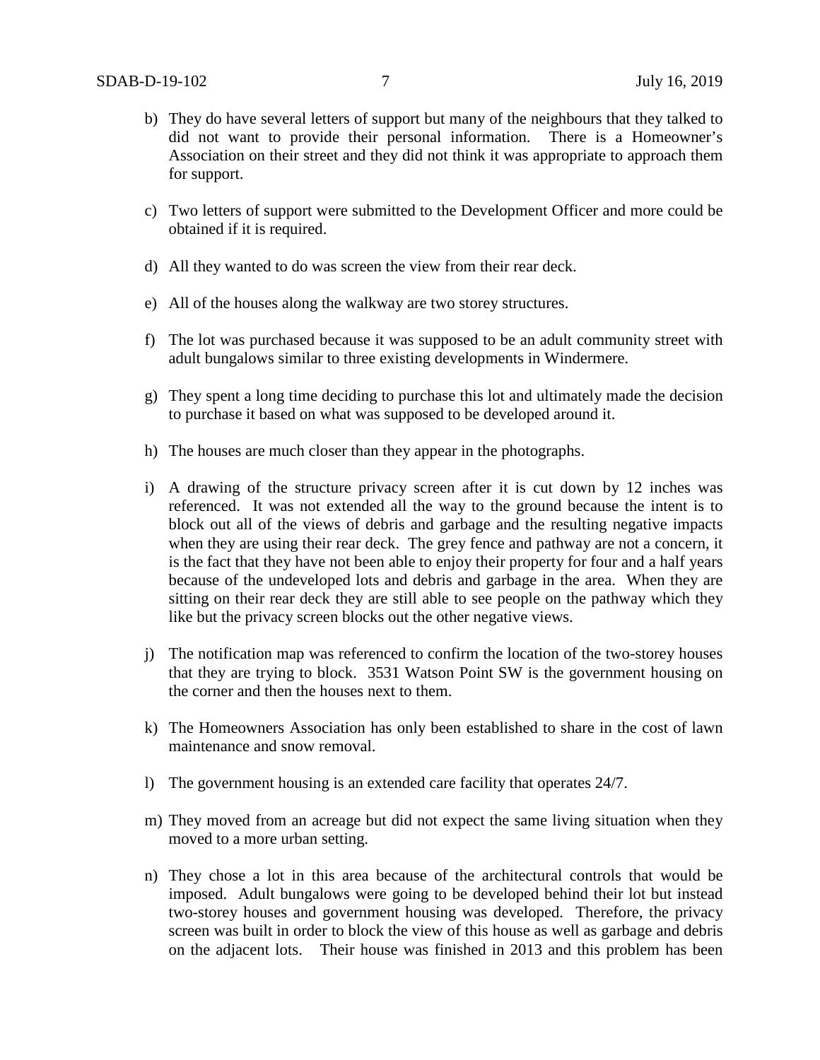b) They do have several letters of support but many of the neighbours that they talked to did not want to provide their personal information. There is a Homeowner's Association on their street and they did not think it was appropriate to approach them for support.

c) Two letters of support were submitted to the Development Officer and more could be obtained if it is required.

d) All they wanted to do was screen the view from their rear deck.

e) All of the houses along the walkway are two storey structures.

f) The lot was purchased because it was supposed to be an adult community street with adult bungalows similar to three existing developments in Windermere.

g) They spent a long time deciding to purchase this lot and ultimately made the decision to purchase it based on what was supposed to be developed around it.

h) The houses are much closer than they appear in the photographs.

i) A drawing of the structure privacy screen after it is cut down by 12 inches was referenced. It was not extended all the way to the ground because the intent is to block out all of the views of debris and garbage and the resulting negative impacts when they are using their rear deck. The grey fence and pathway are not a concern, it is the fact that they have not been able to enjoy their property for four and a half years because of the undeveloped lots and debris and garbage in the area. When they are sitting on their rear deck they are still able to see people on the pathway which they like but the privacy screen blocks out the other negative views.

j) The notification map was referenced to confirm the location of the two-storey houses that they are trying to block. 3531 Watson Point SW is the government housing on the corner and then the houses next to them.

k) The Homeowners Association has only been established to share in the cost of lawn maintenance and snow removal.

l) The government housing is an extended care facility that operates 24/7.

m) They moved from an acreage but did not expect the same living situation when they moved to a more urban setting.

n) They chose a lot in this area because of the architectural controls that would be imposed. Adult bungalows were going to be developed behind their lot but instead two-storey houses and government housing was developed. Therefore, the privacy screen was built in order to block the view of this house as well as garbage and debris on the adjacent lots. Their house was finished in 2013 and this problem has been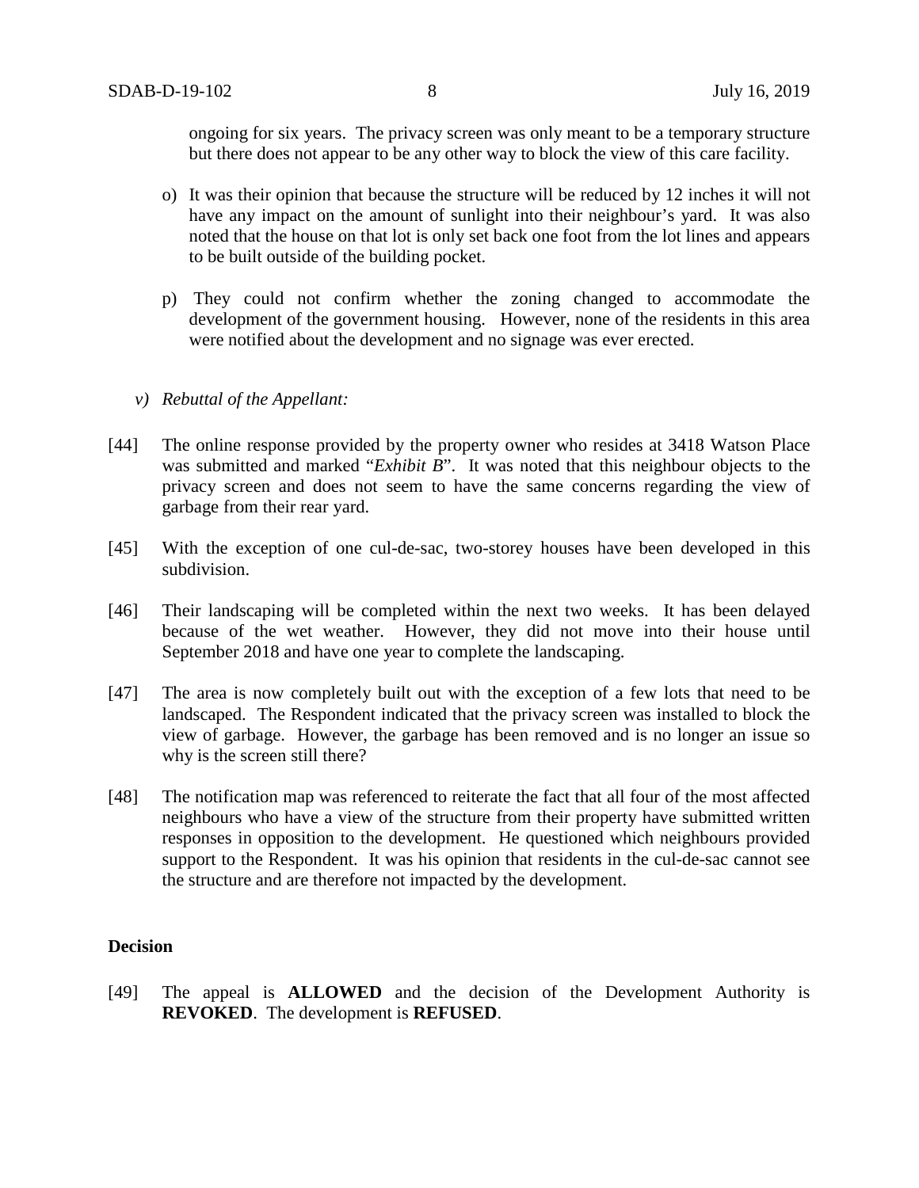ongoing for six years. The privacy screen was only meant to be a temporary structure but there does not appear to be any other way to block the view of this care facility.

o) It was their opinion that because the structure will be reduced by 12 inches it will not have any impact on the amount of sunlight into their neighbour's yard. It was also noted that the house on that lot is only set back one foot from the lot lines and appears to be built outside of the building pocket.

p) They could not confirm whether the zoning changed to accommodate the development of the government housing. However, none of the residents in this area were notified about the development and no signage was ever erected.

*v) Rebuttal of the Appellant:*

[44] The online response provided by the property owner who resides at 3418 Watson Place was submitted and marked "*Exhibit B*". It was noted that this neighbour objects to the privacy screen and does not seem to have the same concerns regarding the view of garbage from their rear yard.

[45] With the exception of one cul-de-sac, two-storey houses have been developed in this subdivision.

[46] Their landscaping will be completed within the next two weeks. It has been delayed because of the wet weather. However, they did not move into their house until September 2018 and have one year to complete the landscaping.

[47] The area is now completely built out with the exception of a few lots that need to be landscaped. The Respondent indicated that the privacy screen was installed to block the view of garbage. However, the garbage has been removed and is no longer an issue so why is the screen still there?

[48] The notification map was referenced to reiterate the fact that all four of the most affected neighbours who have a view of the structure from their property have submitted written responses in opposition to the development. He questioned which neighbours provided support to the Respondent. It was his opinion that residents in the cul-de-sac cannot see the structure and are therefore not impacted by the development.

## Decision

[49] The appeal is **ALLOWED** and the decision of the Development Authority is **REVOKED**. The development is **REFUSED**.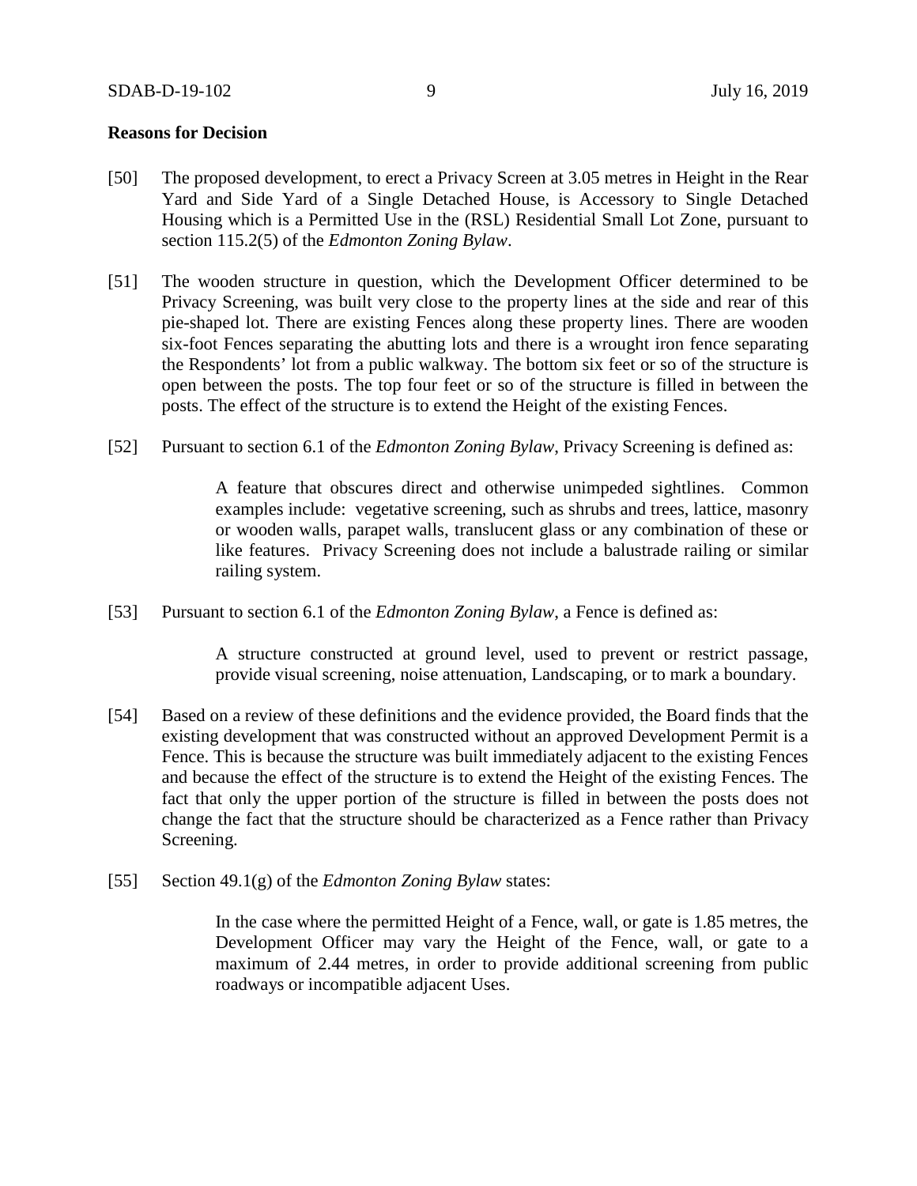**Reasons for Decision**

[50] The proposed development, to erect a Privacy Screen at 3.05 metres in Height in the Rear Yard and Side Yard of a Single Detached House, is Accessory to Single Detached Housing which is a Permitted Use in the (RSL) Residential Small Lot Zone, pursuant to section 115.2(5) of the *Edmonton Zoning Bylaw*.

[51] The wooden structure in question, which the Development Officer determined to be Privacy Screening, was built very close to the property lines at the side and rear of this pie-shaped lot. There are existing Fences along these property lines. There are wooden six-foot Fences separating the abutting lots and there is a wrought iron fence separating the Respondents' lot from a public walkway. The bottom six feet or so of the structure is open between the posts. The top four feet or so of the structure is filled in between the posts. The effect of the structure is to extend the Height of the existing Fences.

[52] Pursuant to section 6.1 of the *Edmonton Zoning Bylaw*, Privacy Screening is defined as:

> A feature that obscures direct and otherwise unimpeded sightlines. Common examples include: vegetative screening, such as shrubs and trees, lattice, masonry or wooden walls, parapet walls, translucent glass or any combination of these or like features. Privacy Screening does not include a balustrade railing or similar railing system.

[53] Pursuant to section 6.1 of the *Edmonton Zoning Bylaw*, a Fence is defined as:

> A structure constructed at ground level, used to prevent or restrict passage, provide visual screening, noise attenuation, Landscaping, or to mark a boundary.

[54] Based on a review of these definitions and the evidence provided, the Board finds that the existing development that was constructed without an approved Development Permit is a Fence. This is because the structure was built immediately adjacent to the existing Fences and because the effect of the structure is to extend the Height of the existing Fences. The fact that only the upper portion of the structure is filled in between the posts does not change the fact that the structure should be characterized as a Fence rather than Privacy Screening.

[55] Section 49.1(g) of the *Edmonton Zoning Bylaw* states:

> In the case where the permitted Height of a Fence, wall, or gate is 1.85 metres, the Development Officer may vary the Height of the Fence, wall, or gate to a maximum of 2.44 metres, in order to provide additional screening from public roadways or incompatible adjacent Uses.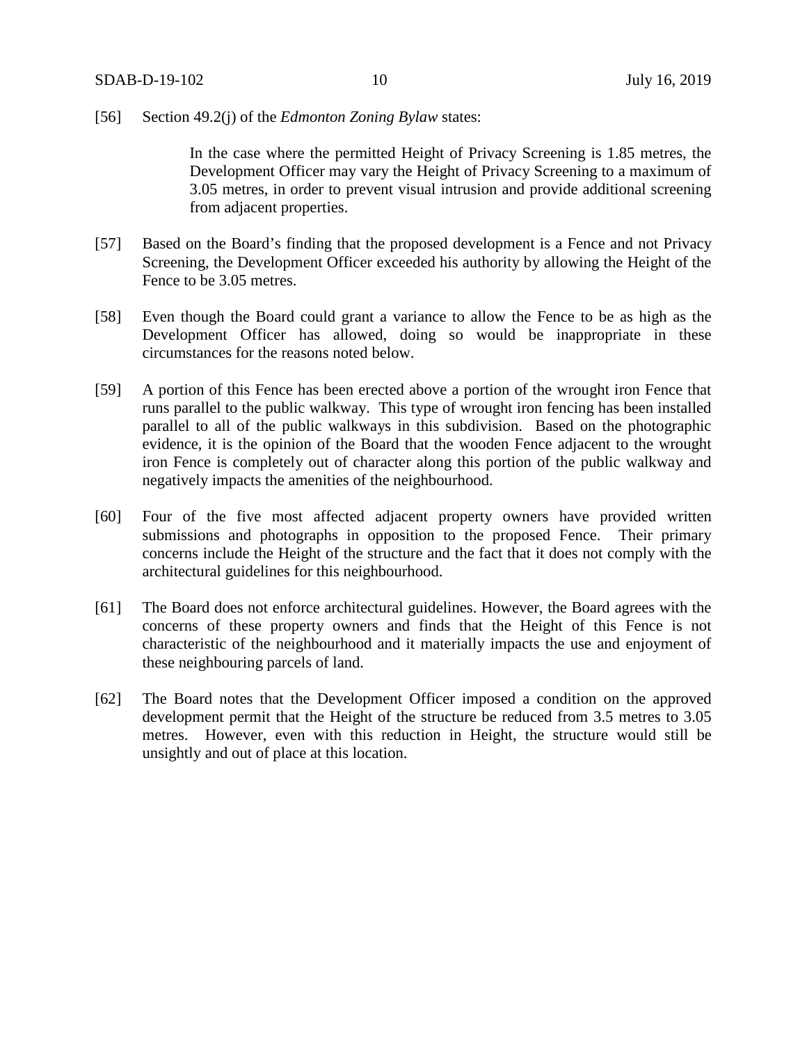[56] Section 49.2(j) of the *Edmonton Zoning Bylaw* states:

> In the case where the permitted Height of Privacy Screening is 1.85 metres, the Development Officer may vary the Height of Privacy Screening to a maximum of 3.05 metres, in order to prevent visual intrusion and provide additional screening from adjacent properties.

[57] Based on the Board's finding that the proposed development is a Fence and not Privacy Screening, the Development Officer exceeded his authority by allowing the Height of the Fence to be 3.05 metres.

[58] Even though the Board could grant a variance to allow the Fence to be as high as the Development Officer has allowed, doing so would be inappropriate in these circumstances for the reasons noted below.

[59] A portion of this Fence has been erected above a portion of the wrought iron Fence that runs parallel to the public walkway. This type of wrought iron fencing has been installed parallel to all of the public walkways in this subdivision. Based on the photographic evidence, it is the opinion of the Board that the wooden Fence adjacent to the wrought iron Fence is completely out of character along this portion of the public walkway and negatively impacts the amenities of the neighbourhood.

[60] Four of the five most affected adjacent property owners have provided written submissions and photographs in opposition to the proposed Fence. Their primary concerns include the Height of the structure and the fact that it does not comply with the architectural guidelines for this neighbourhood.

[61] The Board does not enforce architectural guidelines. However, the Board agrees with the concerns of these property owners and finds that the Height of this Fence is not characteristic of the neighbourhood and it materially impacts the use and enjoyment of these neighbouring parcels of land.

[62] The Board notes that the Development Officer imposed a condition on the approved development permit that the Height of the structure be reduced from 3.5 metres to 3.05 metres. However, even with this reduction in Height, the structure would still be unsightly and out of place at this location.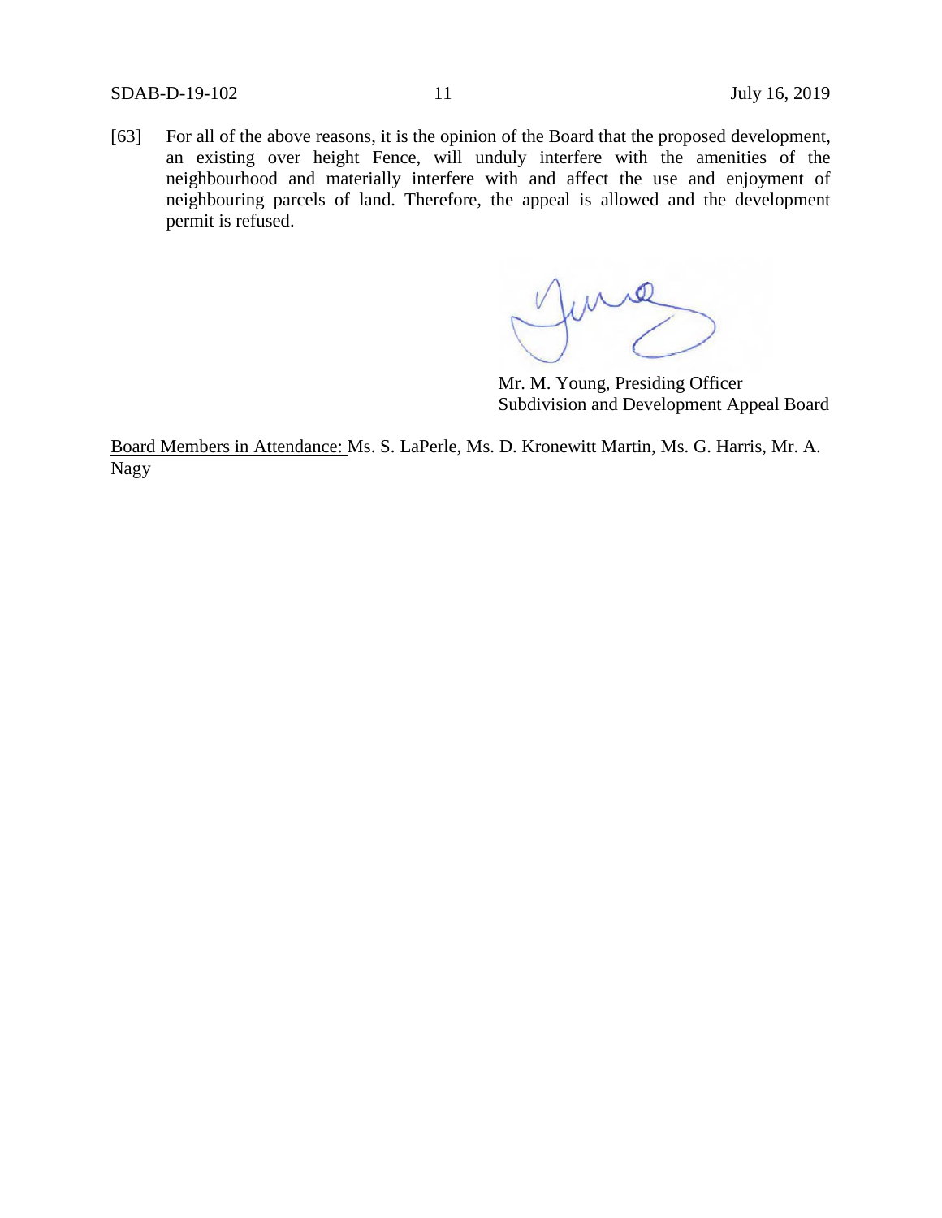[63] For all of the above reasons, it is the opinion of the Board that the proposed development, an existing over height Fence, will unduly interfere with the amenities of the neighbourhood and materially interfere with and affect the use and enjoyment of neighbouring parcels of land. Therefore, the appeal is allowed and the development permit is refused.

Mr. M. Young, Presiding Officer
Subdivision and Development Appeal Board

Board Members in Attendance: Ms. S. LaPerle, Ms. D. Kronewitt Martin, Ms. G. Harris, Mr. A. Nagy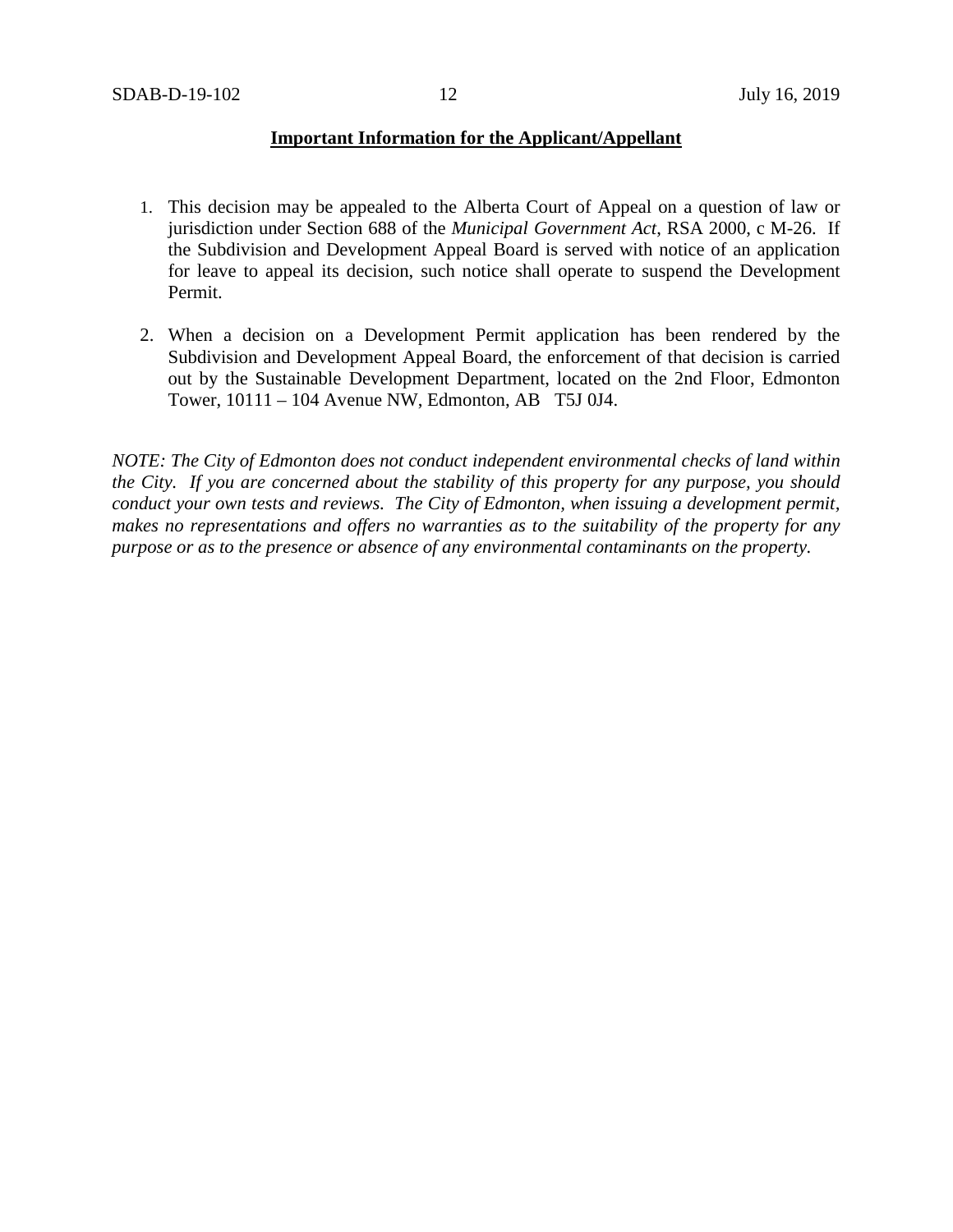**Important Information for the Applicant/Appellant**

1. This decision may be appealed to the Alberta Court of Appeal on a question of law or jurisdiction under Section 688 of the *Municipal Government Act*, RSA 2000, c M-26. If the Subdivision and Development Appeal Board is served with notice of an application for leave to appeal its decision, such notice shall operate to suspend the Development Permit.

2. When a decision on a Development Permit application has been rendered by the Subdivision and Development Appeal Board, the enforcement of that decision is carried out by the Sustainable Development Department, located on the 2nd Floor, Edmonton Tower, 10111 – 104 Avenue NW, Edmonton, AB T5J 0J4.

*NOTE: The City of Edmonton does not conduct independent environmental checks of land within the City. If you are concerned about the stability of this property for any purpose, you should conduct your own tests and reviews. The City of Edmonton, when issuing a development permit, makes no representations and offers no warranties as to the suitability of the property for any purpose or as to the presence or absence of any environmental contaminants on the property.*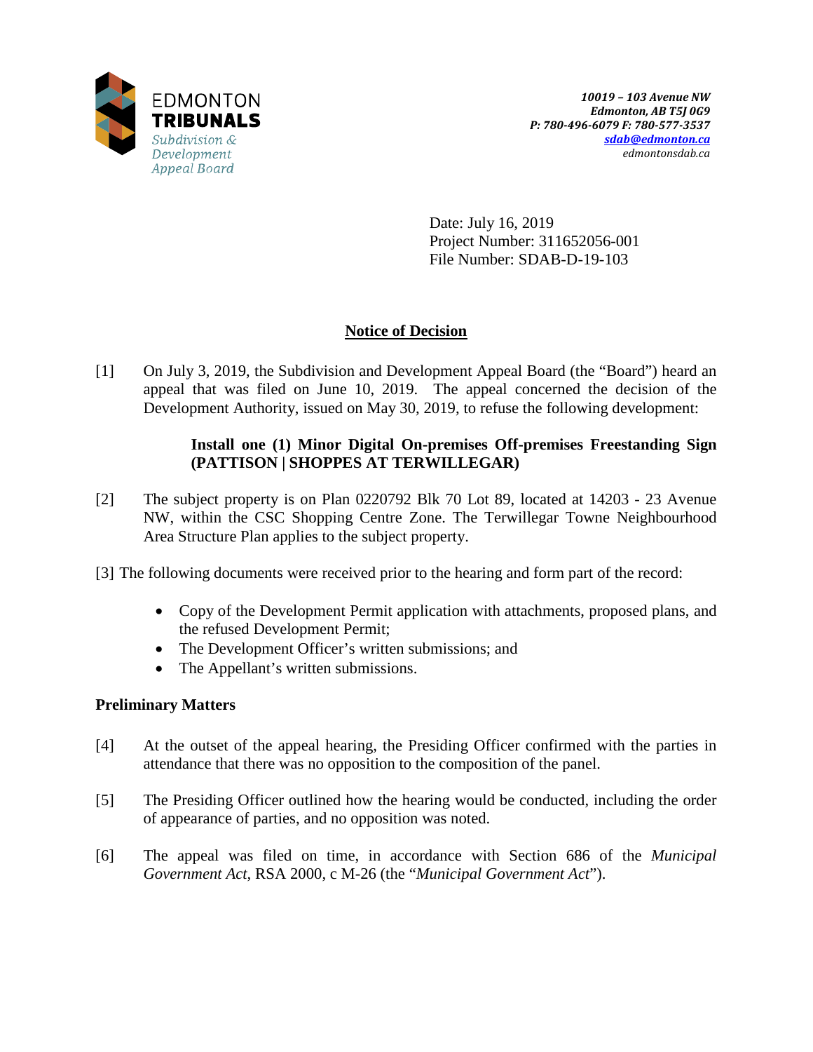EDMONTON
**TRIBUNALS**
*Subdivision & Development Appeal Board*

*10019 – 103 Avenue NW*
*Edmonton, AB T5J 0G9*
*P: 780-496-6079 F: 780-577-3537*
*sdab@edmonton.ca*
*edmontonsdab.ca*

Date: July 16, 2019
Project Number: 311652056-001
File Number: SDAB-D-19-103

## Notice of Decision

[1] On July 3, 2019, the Subdivision and Development Appeal Board (the "Board") heard an appeal that was filed on June 10, 2019. The appeal concerned the decision of the Development Authority, issued on May 30, 2019, to refuse the following development:

> **Install one (1) Minor Digital On-premises Off-premises Freestanding Sign (PATTISON | SHOPPES AT TERWILLEGAR)**

[2] The subject property is on Plan 0220792 Blk 70 Lot 89, located at 14203 - 23 Avenue NW, within the CSC Shopping Centre Zone. The Terwillegar Towne Neighbourhood Area Structure Plan applies to the subject property.

[3] The following documents were received prior to the hearing and form part of the record:

- Copy of the Development Permit application with attachments, proposed plans, and the refused Development Permit;
- The Development Officer's written submissions; and
- The Appellant's written submissions.

### Preliminary Matters

[4] At the outset of the appeal hearing, the Presiding Officer confirmed with the parties in attendance that there was no opposition to the composition of the panel.

[5] The Presiding Officer outlined how the hearing would be conducted, including the order of appearance of parties, and no opposition was noted.

[6] The appeal was filed on time, in accordance with Section 686 of the *Municipal Government Act*, RSA 2000, c M-26 (the "*Municipal Government Act*").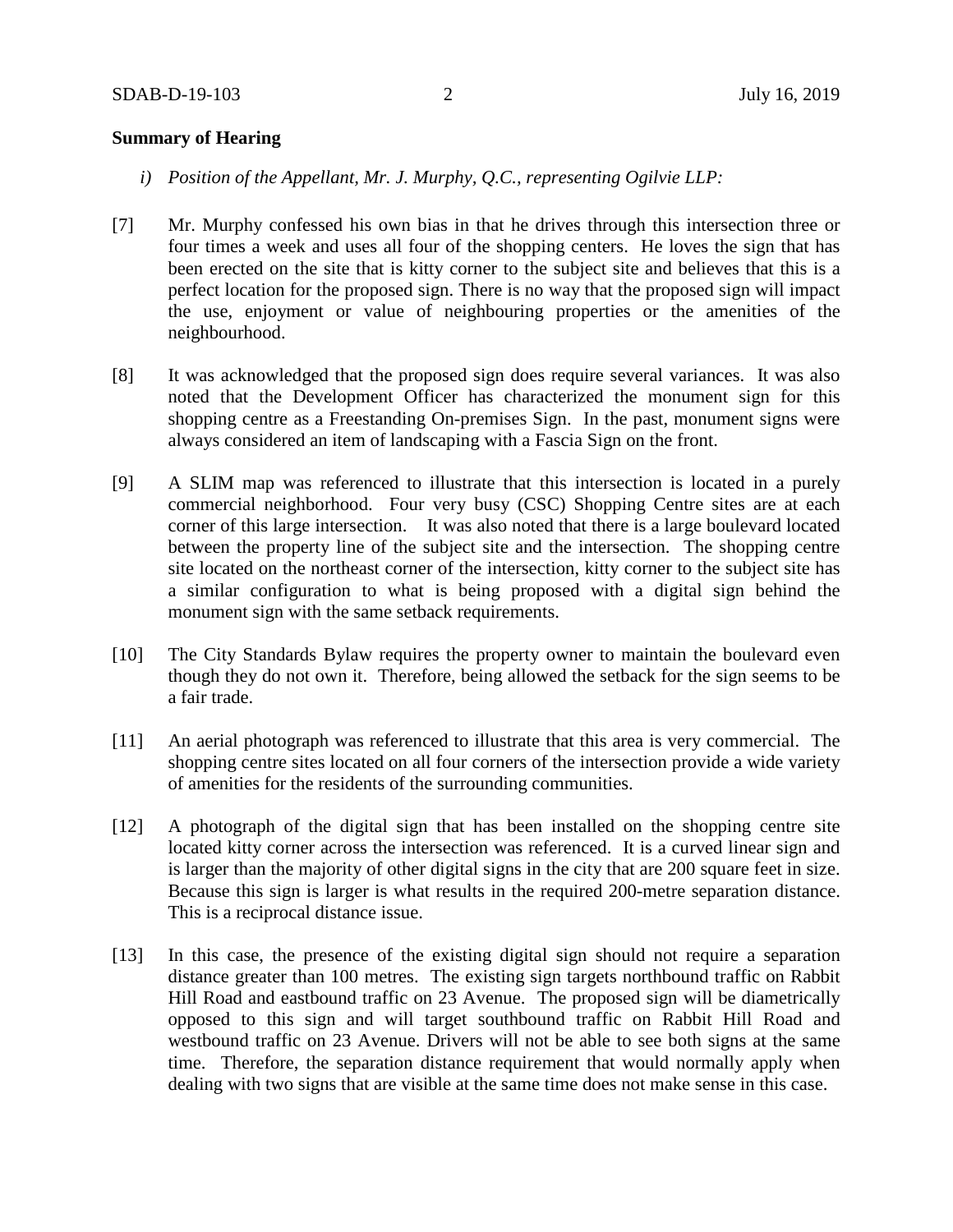## Summary of Hearing

*i) Position of the Appellant, Mr. J. Murphy, Q.C., representing Ogilvie LLP:*

[7] Mr. Murphy confessed his own bias in that he drives through this intersection three or four times a week and uses all four of the shopping centers. He loves the sign that has been erected on the site that is kitty corner to the subject site and believes that this is a perfect location for the proposed sign. There is no way that the proposed sign will impact the use, enjoyment or value of neighbouring properties or the amenities of the neighbourhood.

[8] It was acknowledged that the proposed sign does require several variances. It was also noted that the Development Officer has characterized the monument sign for this shopping centre as a Freestanding On-premises Sign. In the past, monument signs were always considered an item of landscaping with a Fascia Sign on the front.

[9] A SLIM map was referenced to illustrate that this intersection is located in a purely commercial neighborhood. Four very busy (CSC) Shopping Centre sites are at each corner of this large intersection. It was also noted that there is a large boulevard located between the property line of the subject site and the intersection. The shopping centre site located on the northeast corner of the intersection, kitty corner to the subject site has a similar configuration to what is being proposed with a digital sign behind the monument sign with the same setback requirements.

[10] The City Standards Bylaw requires the property owner to maintain the boulevard even though they do not own it. Therefore, being allowed the setback for the sign seems to be a fair trade.

[11] An aerial photograph was referenced to illustrate that this area is very commercial. The shopping centre sites located on all four corners of the intersection provide a wide variety of amenities for the residents of the surrounding communities.

[12] A photograph of the digital sign that has been installed on the shopping centre site located kitty corner across the intersection was referenced. It is a curved linear sign and is larger than the majority of other digital signs in the city that are 200 square feet in size. Because this sign is larger is what results in the required 200-metre separation distance. This is a reciprocal distance issue.

[13] In this case, the presence of the existing digital sign should not require a separation distance greater than 100 metres. The existing sign targets northbound traffic on Rabbit Hill Road and eastbound traffic on 23 Avenue. The proposed sign will be diametrically opposed to this sign and will target southbound traffic on Rabbit Hill Road and westbound traffic on 23 Avenue. Drivers will not be able to see both signs at the same time. Therefore, the separation distance requirement that would normally apply when dealing with two signs that are visible at the same time does not make sense in this case.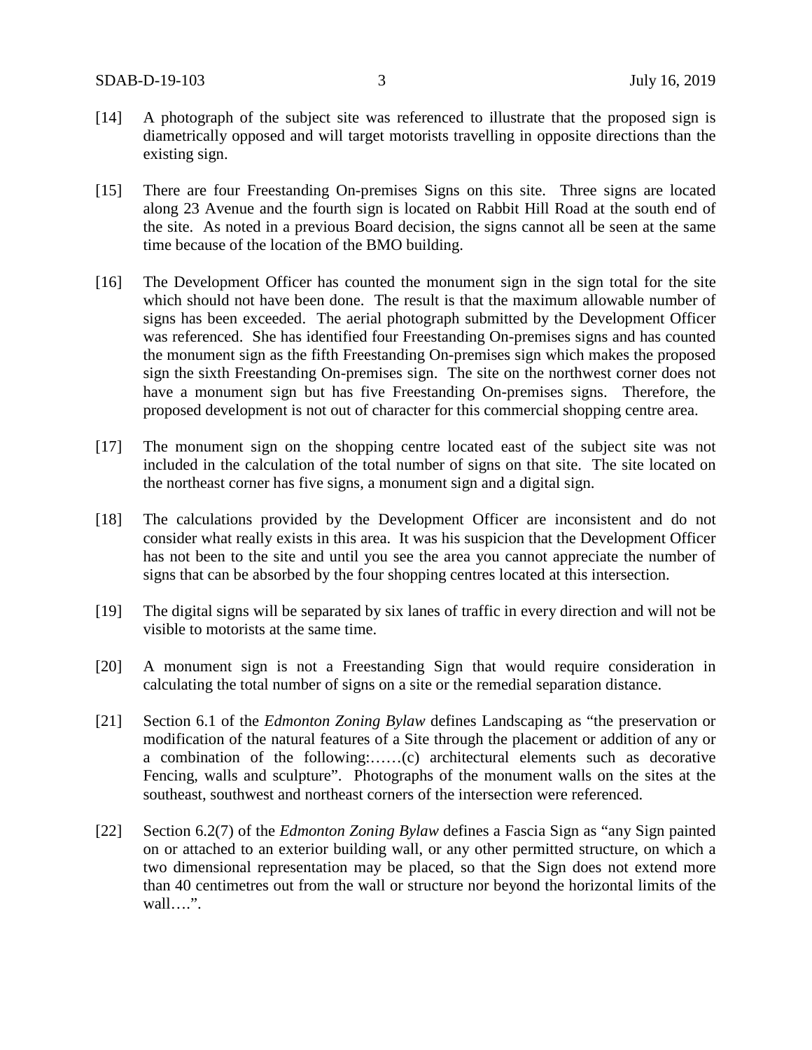[14] A photograph of the subject site was referenced to illustrate that the proposed sign is diametrically opposed and will target motorists travelling in opposite directions than the existing sign.

[15] There are four Freestanding On-premises Signs on this site. Three signs are located along 23 Avenue and the fourth sign is located on Rabbit Hill Road at the south end of the site. As noted in a previous Board decision, the signs cannot all be seen at the same time because of the location of the BMO building.

[16] The Development Officer has counted the monument sign in the sign total for the site which should not have been done. The result is that the maximum allowable number of signs has been exceeded. The aerial photograph submitted by the Development Officer was referenced. She has identified four Freestanding On-premises signs and has counted the monument sign as the fifth Freestanding On-premises sign which makes the proposed sign the sixth Freestanding On-premises sign. The site on the northwest corner does not have a monument sign but has five Freestanding On-premises signs. Therefore, the proposed development is not out of character for this commercial shopping centre area.

[17] The monument sign on the shopping centre located east of the subject site was not included in the calculation of the total number of signs on that site. The site located on the northeast corner has five signs, a monument sign and a digital sign.

[18] The calculations provided by the Development Officer are inconsistent and do not consider what really exists in this area. It was his suspicion that the Development Officer has not been to the site and until you see the area you cannot appreciate the number of signs that can be absorbed by the four shopping centres located at this intersection.

[19] The digital signs will be separated by six lanes of traffic in every direction and will not be visible to motorists at the same time.

[20] A monument sign is not a Freestanding Sign that would require consideration in calculating the total number of signs on a site or the remedial separation distance.

[21] Section 6.1 of the *Edmonton Zoning Bylaw* defines Landscaping as "the preservation or modification of the natural features of a Site through the placement or addition of any or a combination of the following:……(c) architectural elements such as decorative Fencing, walls and sculpture". Photographs of the monument walls on the sites at the southeast, southwest and northeast corners of the intersection were referenced.

[22] Section 6.2(7) of the *Edmonton Zoning Bylaw* defines a Fascia Sign as "any Sign painted on or attached to an exterior building wall, or any other permitted structure, on which a two dimensional representation may be placed, so that the Sign does not extend more than 40 centimetres out from the wall or structure nor beyond the horizontal limits of the wall….".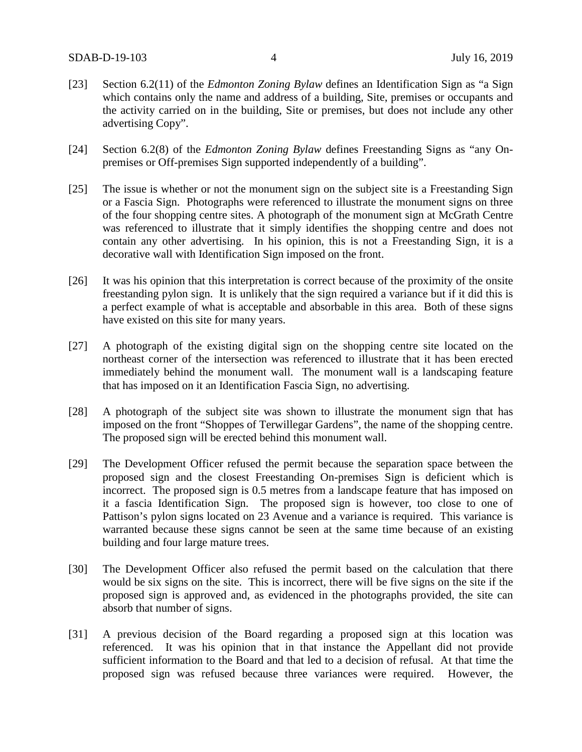[23] Section 6.2(11) of the *Edmonton Zoning Bylaw* defines an Identification Sign as "a Sign which contains only the name and address of a building, Site, premises or occupants and the activity carried on in the building, Site or premises, but does not include any other advertising Copy".

[24] Section 6.2(8) of the *Edmonton Zoning Bylaw* defines Freestanding Signs as "any On-premises or Off-premises Sign supported independently of a building".

[25] The issue is whether or not the monument sign on the subject site is a Freestanding Sign or a Fascia Sign. Photographs were referenced to illustrate the monument signs on three of the four shopping centre sites. A photograph of the monument sign at McGrath Centre was referenced to illustrate that it simply identifies the shopping centre and does not contain any other advertising. In his opinion, this is not a Freestanding Sign, it is a decorative wall with Identification Sign imposed on the front.

[26] It was his opinion that this interpretation is correct because of the proximity of the onsite freestanding pylon sign. It is unlikely that the sign required a variance but if it did this is a perfect example of what is acceptable and absorbable in this area. Both of these signs have existed on this site for many years.

[27] A photograph of the existing digital sign on the shopping centre site located on the northeast corner of the intersection was referenced to illustrate that it has been erected immediately behind the monument wall. The monument wall is a landscaping feature that has imposed on it an Identification Fascia Sign, no advertising.

[28] A photograph of the subject site was shown to illustrate the monument sign that has imposed on the front "Shoppes of Terwillegar Gardens", the name of the shopping centre. The proposed sign will be erected behind this monument wall.

[29] The Development Officer refused the permit because the separation space between the proposed sign and the closest Freestanding On-premises Sign is deficient which is incorrect. The proposed sign is 0.5 metres from a landscape feature that has imposed on it a fascia Identification Sign. The proposed sign is however, too close to one of Pattison's pylon signs located on 23 Avenue and a variance is required. This variance is warranted because these signs cannot be seen at the same time because of an existing building and four large mature trees.

[30] The Development Officer also refused the permit based on the calculation that there would be six signs on the site. This is incorrect, there will be five signs on the site if the proposed sign is approved and, as evidenced in the photographs provided, the site can absorb that number of signs.

[31] A previous decision of the Board regarding a proposed sign at this location was referenced. It was his opinion that in that instance the Appellant did not provide sufficient information to the Board and that led to a decision of refusal. At that time the proposed sign was refused because three variances were required. However, the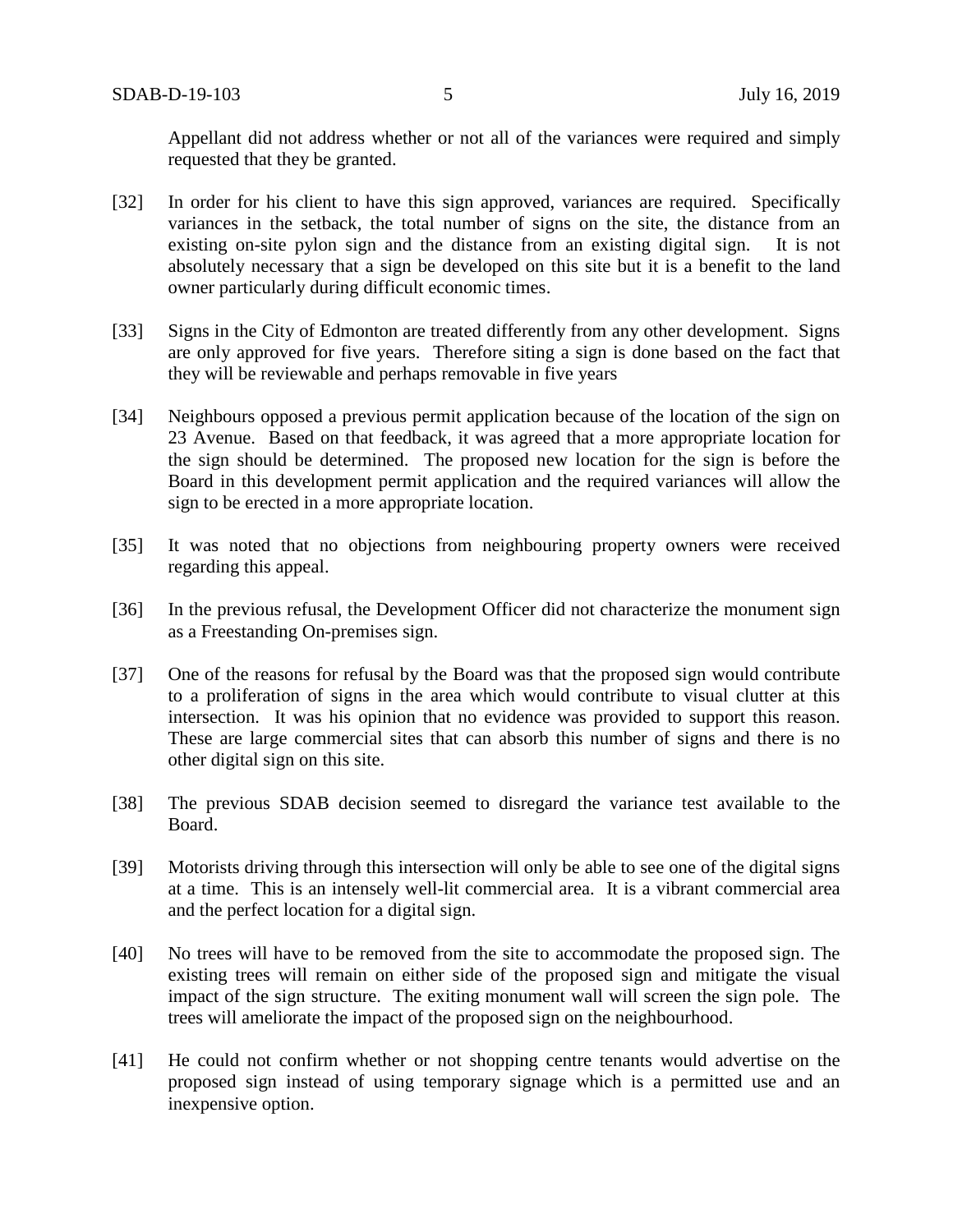Appellant did not address whether or not all of the variances were required and simply requested that they be granted.

[32] In order for his client to have this sign approved, variances are required. Specifically variances in the setback, the total number of signs on the site, the distance from an existing on-site pylon sign and the distance from an existing digital sign. It is not absolutely necessary that a sign be developed on this site but it is a benefit to the land owner particularly during difficult economic times.

[33] Signs in the City of Edmonton are treated differently from any other development. Signs are only approved for five years. Therefore siting a sign is done based on the fact that they will be reviewable and perhaps removable in five years

[34] Neighbours opposed a previous permit application because of the location of the sign on 23 Avenue. Based on that feedback, it was agreed that a more appropriate location for the sign should be determined. The proposed new location for the sign is before the Board in this development permit application and the required variances will allow the sign to be erected in a more appropriate location.

[35] It was noted that no objections from neighbouring property owners were received regarding this appeal.

[36] In the previous refusal, the Development Officer did not characterize the monument sign as a Freestanding On-premises sign.

[37] One of the reasons for refusal by the Board was that the proposed sign would contribute to a proliferation of signs in the area which would contribute to visual clutter at this intersection. It was his opinion that no evidence was provided to support this reason. These are large commercial sites that can absorb this number of signs and there is no other digital sign on this site.

[38] The previous SDAB decision seemed to disregard the variance test available to the Board.

[39] Motorists driving through this intersection will only be able to see one of the digital signs at a time. This is an intensely well-lit commercial area. It is a vibrant commercial area and the perfect location for a digital sign.

[40] No trees will have to be removed from the site to accommodate the proposed sign. The existing trees will remain on either side of the proposed sign and mitigate the visual impact of the sign structure. The exiting monument wall will screen the sign pole. The trees will ameliorate the impact of the proposed sign on the neighbourhood.

[41] He could not confirm whether or not shopping centre tenants would advertise on the proposed sign instead of using temporary signage which is a permitted use and an inexpensive option.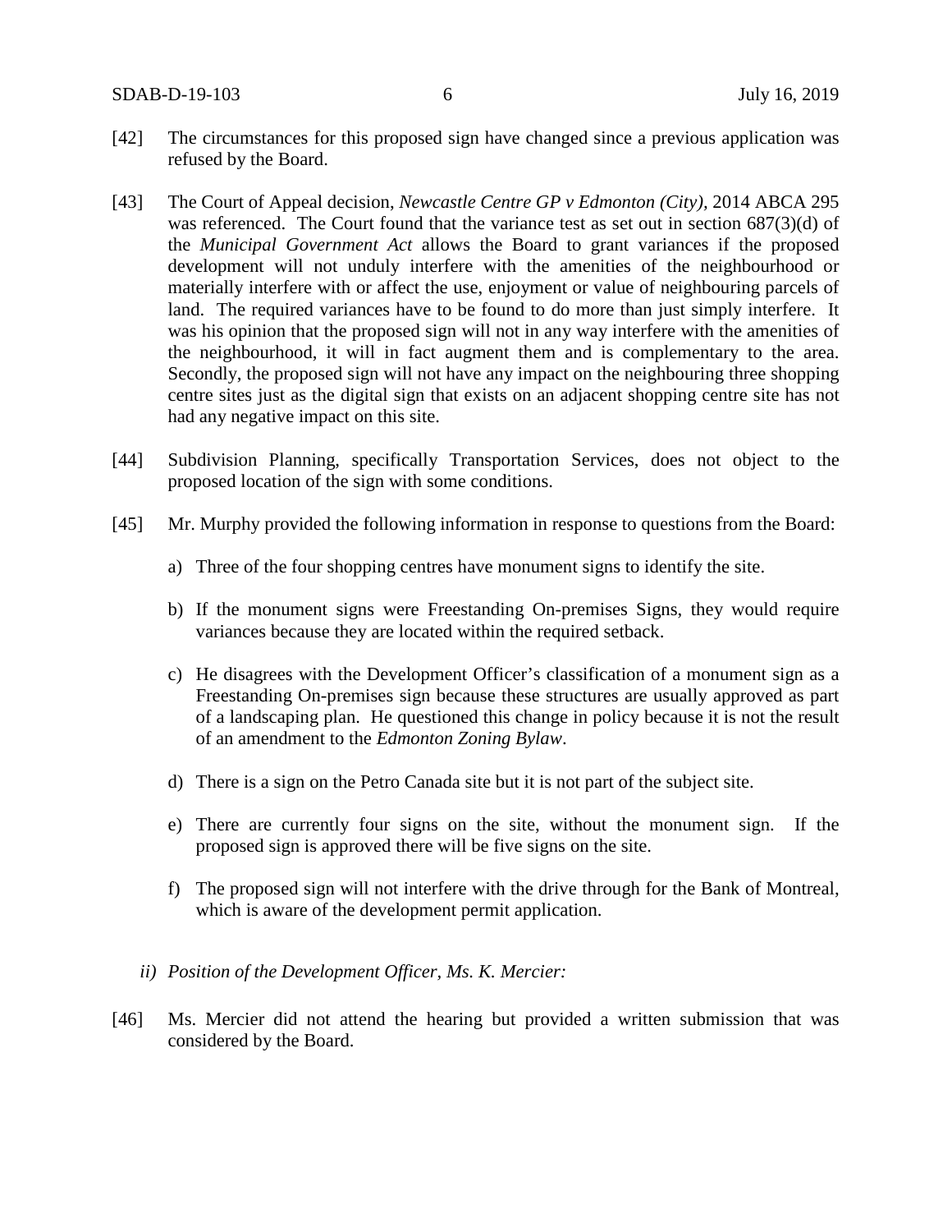[42] The circumstances for this proposed sign have changed since a previous application was refused by the Board.

[43] The Court of Appeal decision, *Newcastle Centre GP v Edmonton (City)*, 2014 ABCA 295 was referenced. The Court found that the variance test as set out in section 687(3)(d) of the *Municipal Government Act* allows the Board to grant variances if the proposed development will not unduly interfere with the amenities of the neighbourhood or materially interfere with or affect the use, enjoyment or value of neighbouring parcels of land. The required variances have to be found to do more than just simply interfere. It was his opinion that the proposed sign will not in any way interfere with the amenities of the neighbourhood, it will in fact augment them and is complementary to the area. Secondly, the proposed sign will not have any impact on the neighbouring three shopping centre sites just as the digital sign that exists on an adjacent shopping centre site has not had any negative impact on this site.

[44] Subdivision Planning, specifically Transportation Services, does not object to the proposed location of the sign with some conditions.

[45] Mr. Murphy provided the following information in response to questions from the Board:

a) Three of the four shopping centres have monument signs to identify the site.

b) If the monument signs were Freestanding On-premises Signs, they would require variances because they are located within the required setback.

c) He disagrees with the Development Officer's classification of a monument sign as a Freestanding On-premises sign because these structures are usually approved as part of a landscaping plan. He questioned this change in policy because it is not the result of an amendment to the *Edmonton Zoning Bylaw*.

d) There is a sign on the Petro Canada site but it is not part of the subject site.

e) There are currently four signs on the site, without the monument sign. If the proposed sign is approved there will be five signs on the site.

f) The proposed sign will not interfere with the drive through for the Bank of Montreal, which is aware of the development permit application.

*ii) Position of the Development Officer, Ms. K. Mercier:*

[46] Ms. Mercier did not attend the hearing but provided a written submission that was considered by the Board.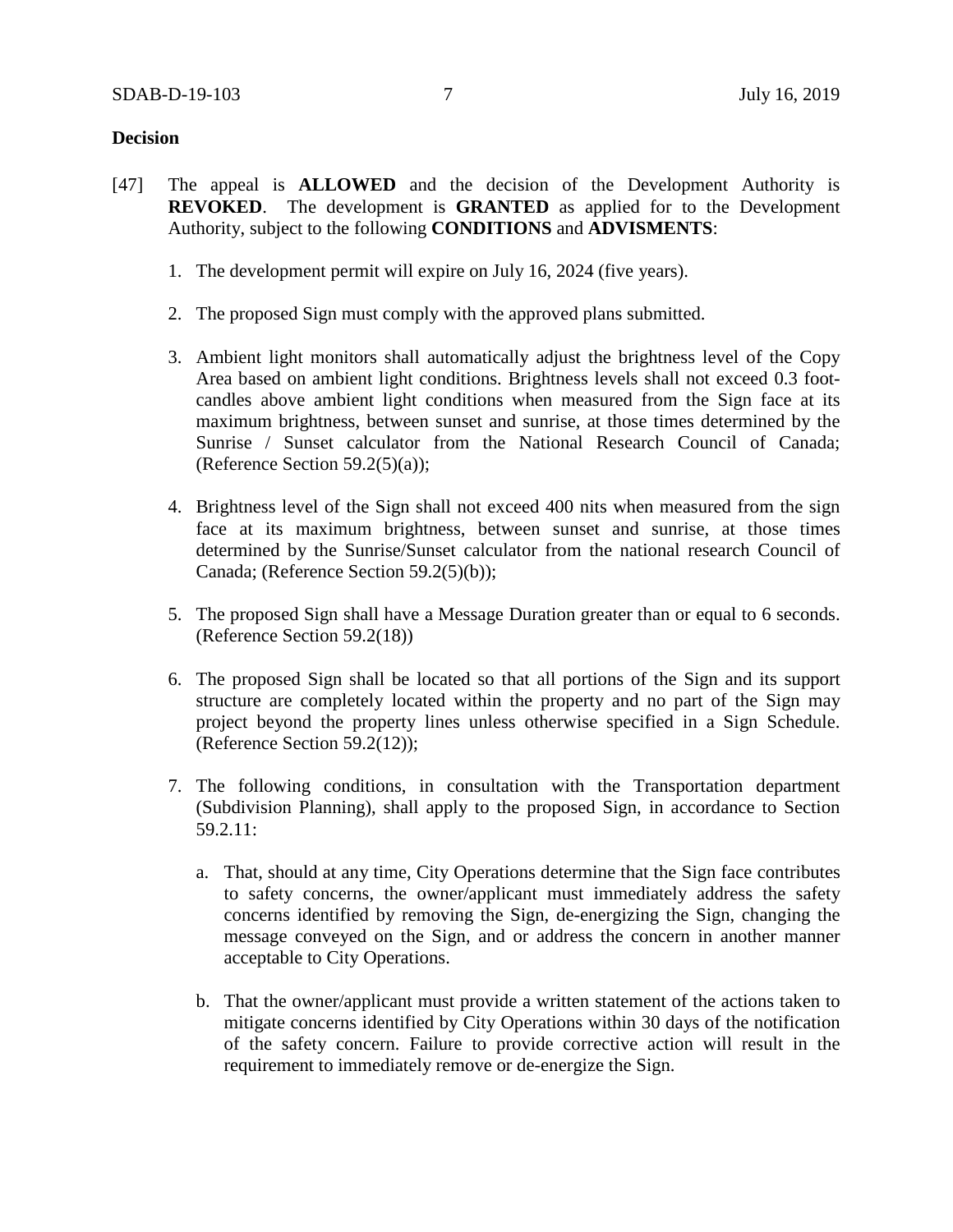**Decision**

[47] The appeal is **ALLOWED** and the decision of the Development Authority is **REVOKED**. The development is **GRANTED** as applied for to the Development Authority, subject to the following **CONDITIONS** and **ADVISMENTS**:

1. The development permit will expire on July 16, 2024 (five years).

2. The proposed Sign must comply with the approved plans submitted.

3. Ambient light monitors shall automatically adjust the brightness level of the Copy Area based on ambient light conditions. Brightness levels shall not exceed 0.3 foot-candles above ambient light conditions when measured from the Sign face at its maximum brightness, between sunset and sunrise, at those times determined by the Sunrise / Sunset calculator from the National Research Council of Canada; (Reference Section 59.2(5)(a));

4. Brightness level of the Sign shall not exceed 400 nits when measured from the sign face at its maximum brightness, between sunset and sunrise, at those times determined by the Sunrise/Sunset calculator from the national research Council of Canada; (Reference Section 59.2(5)(b));

5. The proposed Sign shall have a Message Duration greater than or equal to 6 seconds. (Reference Section 59.2(18))

6. The proposed Sign shall be located so that all portions of the Sign and its support structure are completely located within the property and no part of the Sign may project beyond the property lines unless otherwise specified in a Sign Schedule. (Reference Section 59.2(12));

7. The following conditions, in consultation with the Transportation department (Subdivision Planning), shall apply to the proposed Sign, in accordance to Section 59.2.11:

   a. That, should at any time, City Operations determine that the Sign face contributes to safety concerns, the owner/applicant must immediately address the safety concerns identified by removing the Sign, de-energizing the Sign, changing the message conveyed on the Sign, and or address the concern in another manner acceptable to City Operations.

   b. That the owner/applicant must provide a written statement of the actions taken to mitigate concerns identified by City Operations within 30 days of the notification of the safety concern. Failure to provide corrective action will result in the requirement to immediately remove or de-energize the Sign.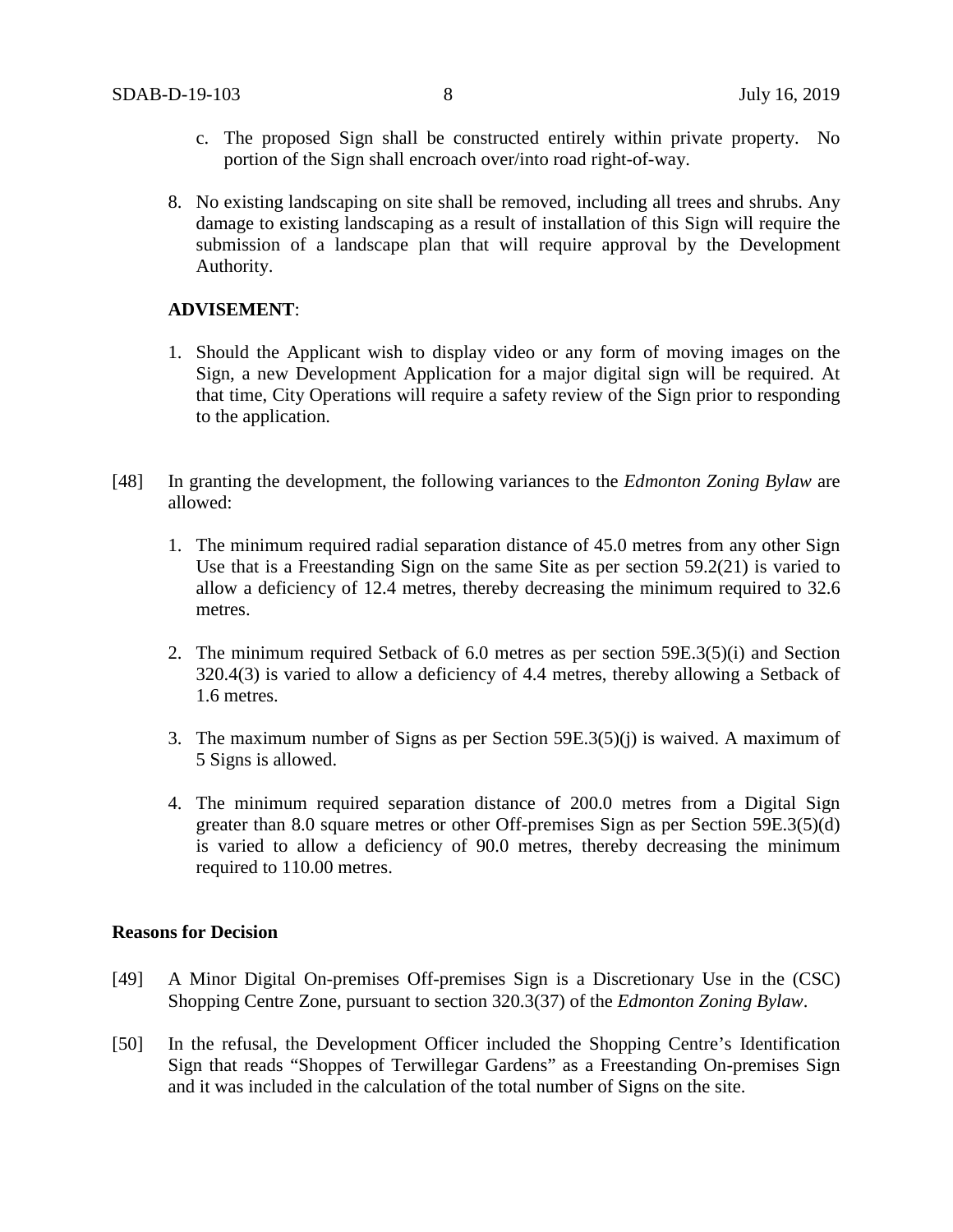c. The proposed Sign shall be constructed entirely within private property. No portion of the Sign shall encroach over/into road right-of-way.

8. No existing landscaping on site shall be removed, including all trees and shrubs. Any damage to existing landscaping as a result of installation of this Sign will require the submission of a landscape plan that will require approval by the Development Authority.

**ADVISEMENT**:

1. Should the Applicant wish to display video or any form of moving images on the Sign, a new Development Application for a major digital sign will be required. At that time, City Operations will require a safety review of the Sign prior to responding to the application.

[48] In granting the development, the following variances to the *Edmonton Zoning Bylaw* are allowed:

1. The minimum required radial separation distance of 45.0 metres from any other Sign Use that is a Freestanding Sign on the same Site as per section 59.2(21) is varied to allow a deficiency of 12.4 metres, thereby decreasing the minimum required to 32.6 metres.

2. The minimum required Setback of 6.0 metres as per section 59E.3(5)(i) and Section 320.4(3) is varied to allow a deficiency of 4.4 metres, thereby allowing a Setback of 1.6 metres.

3. The maximum number of Signs as per Section 59E.3(5)(j) is waived. A maximum of 5 Signs is allowed.

4. The minimum required separation distance of 200.0 metres from a Digital Sign greater than 8.0 square metres or other Off-premises Sign as per Section 59E.3(5)(d) is varied to allow a deficiency of 90.0 metres, thereby decreasing the minimum required to 110.00 metres.

**Reasons for Decision**

[49] A Minor Digital On-premises Off-premises Sign is a Discretionary Use in the (CSC) Shopping Centre Zone, pursuant to section 320.3(37) of the *Edmonton Zoning Bylaw*.

[50] In the refusal, the Development Officer included the Shopping Centre's Identification Sign that reads "Shoppes of Terwillegar Gardens" as a Freestanding On-premises Sign and it was included in the calculation of the total number of Signs on the site.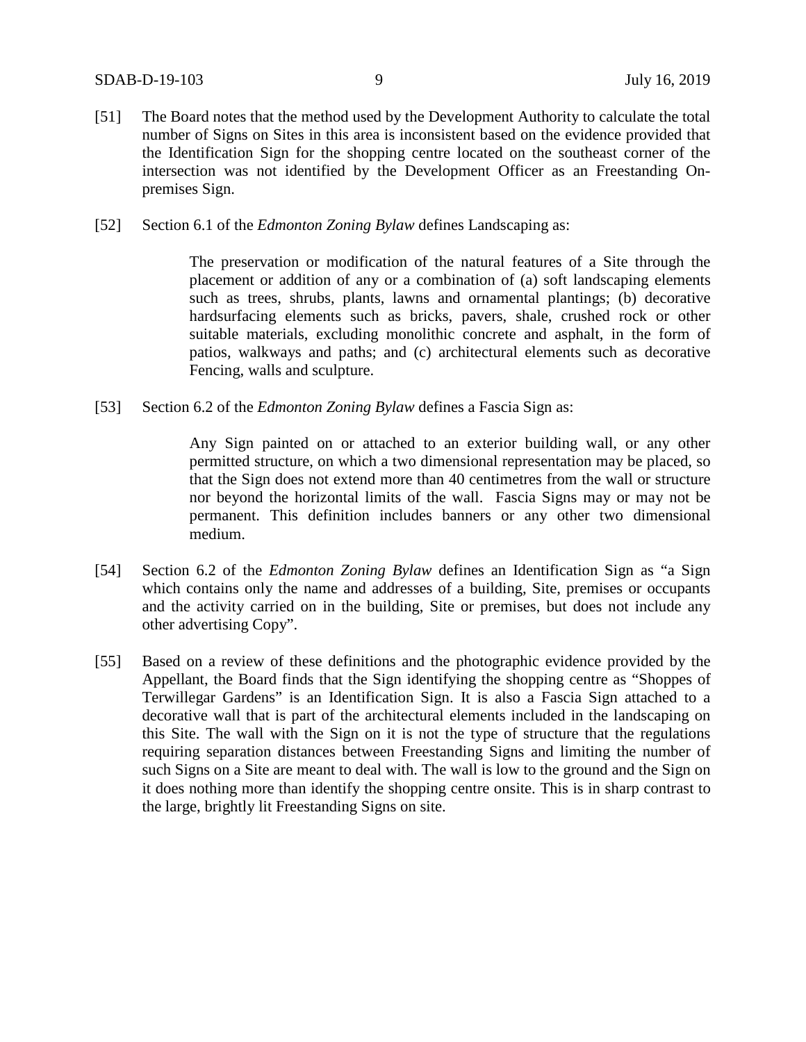[51] The Board notes that the method used by the Development Authority to calculate the total number of Signs on Sites in this area is inconsistent based on the evidence provided that the Identification Sign for the shopping centre located on the southeast corner of the intersection was not identified by the Development Officer as an Freestanding On-premises Sign.

[52] Section 6.1 of the *Edmonton Zoning Bylaw* defines Landscaping as:

> The preservation or modification of the natural features of a Site through the placement or addition of any or a combination of (a) soft landscaping elements such as trees, shrubs, plants, lawns and ornamental plantings; (b) decorative hardsurfacing elements such as bricks, pavers, shale, crushed rock or other suitable materials, excluding monolithic concrete and asphalt, in the form of patios, walkways and paths; and (c) architectural elements such as decorative Fencing, walls and sculpture.

[53] Section 6.2 of the *Edmonton Zoning Bylaw* defines a Fascia Sign as:

> Any Sign painted on or attached to an exterior building wall, or any other permitted structure, on which a two dimensional representation may be placed, so that the Sign does not extend more than 40 centimetres from the wall or structure nor beyond the horizontal limits of the wall. Fascia Signs may or may not be permanent. This definition includes banners or any other two dimensional medium.

[54] Section 6.2 of the *Edmonton Zoning Bylaw* defines an Identification Sign as "a Sign which contains only the name and addresses of a building, Site, premises or occupants and the activity carried on in the building, Site or premises, but does not include any other advertising Copy".

[55] Based on a review of these definitions and the photographic evidence provided by the Appellant, the Board finds that the Sign identifying the shopping centre as "Shoppes of Terwillegar Gardens" is an Identification Sign. It is also a Fascia Sign attached to a decorative wall that is part of the architectural elements included in the landscaping on this Site. The wall with the Sign on it is not the type of structure that the regulations requiring separation distances between Freestanding Signs and limiting the number of such Signs on a Site are meant to deal with. The wall is low to the ground and the Sign on it does nothing more than identify the shopping centre onsite. This is in sharp contrast to the large, brightly lit Freestanding Signs on site.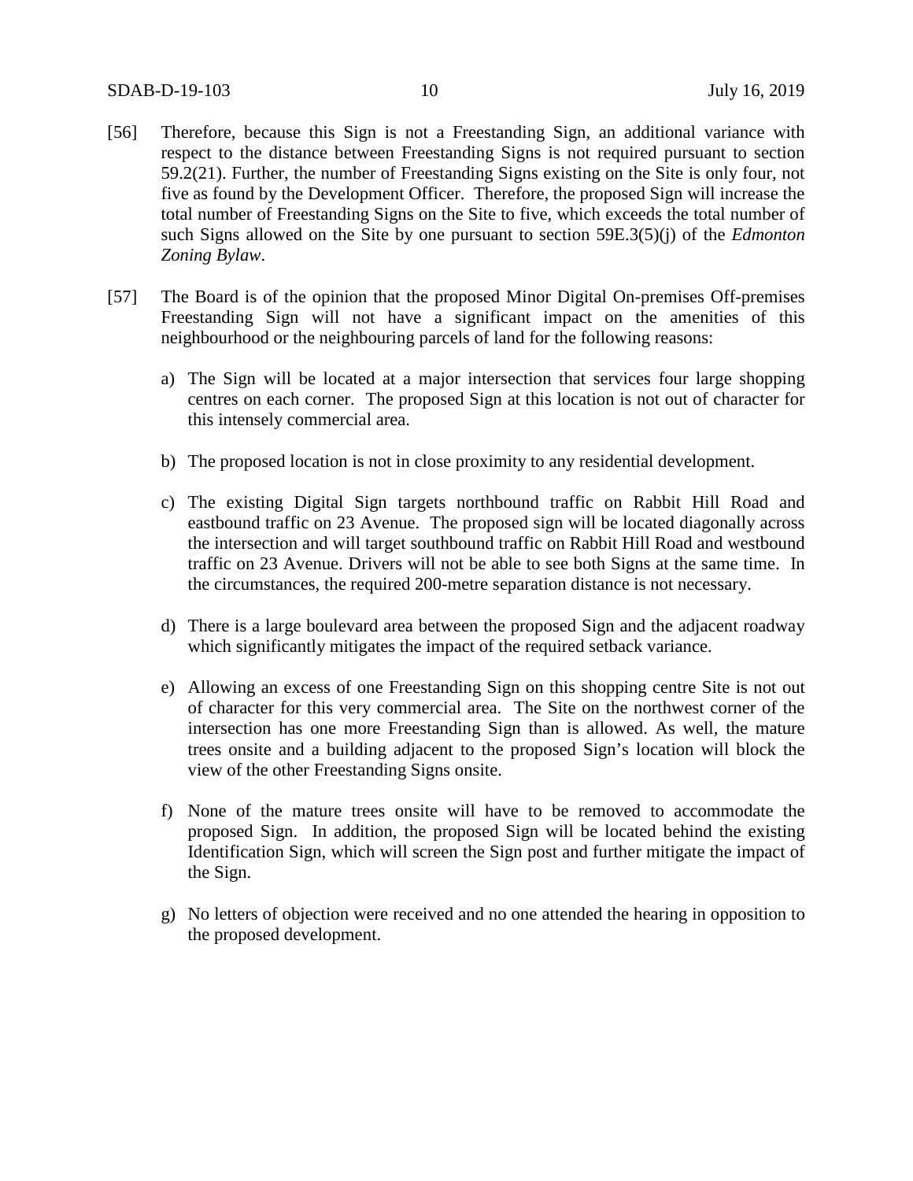[56] Therefore, because this Sign is not a Freestanding Sign, an additional variance with respect to the distance between Freestanding Signs is not required pursuant to section 59.2(21). Further, the number of Freestanding Signs existing on the Site is only four, not five as found by the Development Officer. Therefore, the proposed Sign will increase the total number of Freestanding Signs on the Site to five, which exceeds the total number of such Signs allowed on the Site by one pursuant to section 59E.3(5)(j) of the *Edmonton Zoning Bylaw*.

[57] The Board is of the opinion that the proposed Minor Digital On-premises Off-premises Freestanding Sign will not have a significant impact on the amenities of this neighbourhood or the neighbouring parcels of land for the following reasons:

a) The Sign will be located at a major intersection that services four large shopping centres on each corner. The proposed Sign at this location is not out of character for this intensely commercial area.

b) The proposed location is not in close proximity to any residential development.

c) The existing Digital Sign targets northbound traffic on Rabbit Hill Road and eastbound traffic on 23 Avenue. The proposed sign will be located diagonally across the intersection and will target southbound traffic on Rabbit Hill Road and westbound traffic on 23 Avenue. Drivers will not be able to see both Signs at the same time. In the circumstances, the required 200-metre separation distance is not necessary.

d) There is a large boulevard area between the proposed Sign and the adjacent roadway which significantly mitigates the impact of the required setback variance.

e) Allowing an excess of one Freestanding Sign on this shopping centre Site is not out of character for this very commercial area. The Site on the northwest corner of the intersection has one more Freestanding Sign than is allowed. As well, the mature trees onsite and a building adjacent to the proposed Sign's location will block the view of the other Freestanding Signs onsite.

f) None of the mature trees onsite will have to be removed to accommodate the proposed Sign. In addition, the proposed Sign will be located behind the existing Identification Sign, which will screen the Sign post and further mitigate the impact of the Sign.

g) No letters of objection were received and no one attended the hearing in opposition to the proposed development.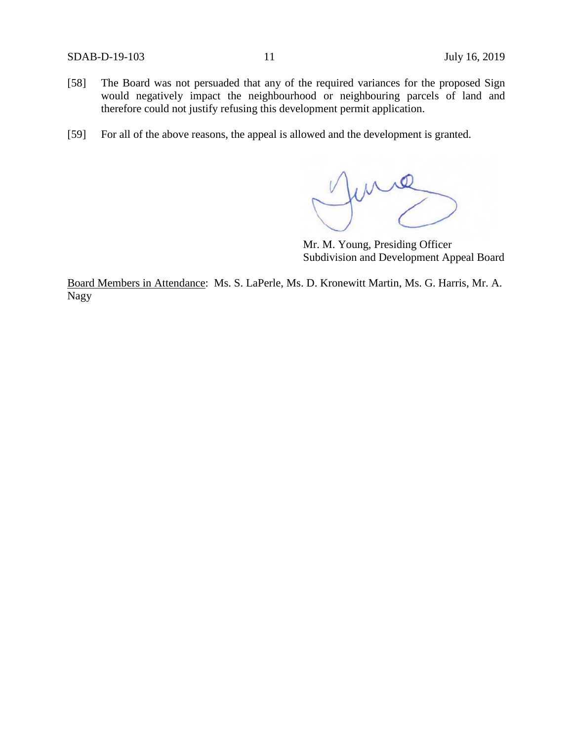[58] The Board was not persuaded that any of the required variances for the proposed Sign would negatively impact the neighbourhood or neighbouring parcels of land and therefore could not justify refusing this development permit application.

[59] For all of the above reasons, the appeal is allowed and the development is granted.

Mr. M. Young, Presiding Officer
Subdivision and Development Appeal Board

Board Members in Attendance: Ms. S. LaPerle, Ms. D. Kronewitt Martin, Ms. G. Harris, Mr. A. Nagy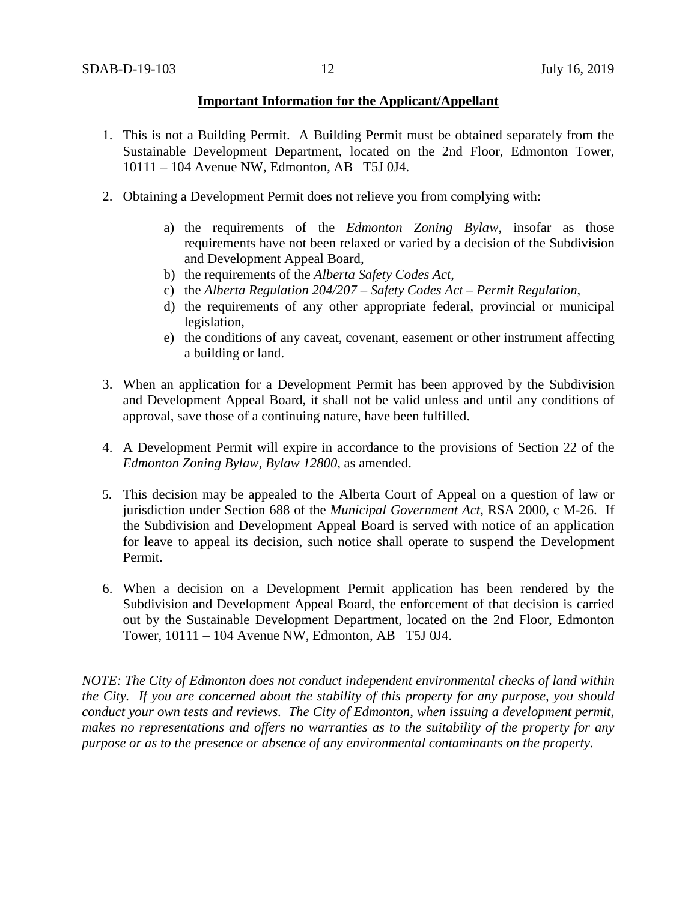**Important Information for the Applicant/Appellant**

1. This is not a Building Permit. A Building Permit must be obtained separately from the Sustainable Development Department, located on the 2nd Floor, Edmonton Tower, 10111 – 104 Avenue NW, Edmonton, AB T5J 0J4.

2. Obtaining a Development Permit does not relieve you from complying with:

    a) the requirements of the *Edmonton Zoning Bylaw*, insofar as those requirements have not been relaxed or varied by a decision of the Subdivision and Development Appeal Board,
    b) the requirements of the *Alberta Safety Codes Act*,
    c) the *Alberta Regulation 204/207 – Safety Codes Act – Permit Regulation*,
    d) the requirements of any other appropriate federal, provincial or municipal legislation,
    e) the conditions of any caveat, covenant, easement or other instrument affecting a building or land.

3. When an application for a Development Permit has been approved by the Subdivision and Development Appeal Board, it shall not be valid unless and until any conditions of approval, save those of a continuing nature, have been fulfilled.

4. A Development Permit will expire in accordance to the provisions of Section 22 of the *Edmonton Zoning Bylaw, Bylaw 12800*, as amended.

5. This decision may be appealed to the Alberta Court of Appeal on a question of law or jurisdiction under Section 688 of the *Municipal Government Act*, RSA 2000, c M-26. If the Subdivision and Development Appeal Board is served with notice of an application for leave to appeal its decision, such notice shall operate to suspend the Development Permit.

6. When a decision on a Development Permit application has been rendered by the Subdivision and Development Appeal Board, the enforcement of that decision is carried out by the Sustainable Development Department, located on the 2nd Floor, Edmonton Tower, 10111 – 104 Avenue NW, Edmonton, AB T5J 0J4.

*NOTE: The City of Edmonton does not conduct independent environmental checks of land within the City. If you are concerned about the stability of this property for any purpose, you should conduct your own tests and reviews. The City of Edmonton, when issuing a development permit, makes no representations and offers no warranties as to the suitability of the property for any purpose or as to the presence or absence of any environmental contaminants on the property.*